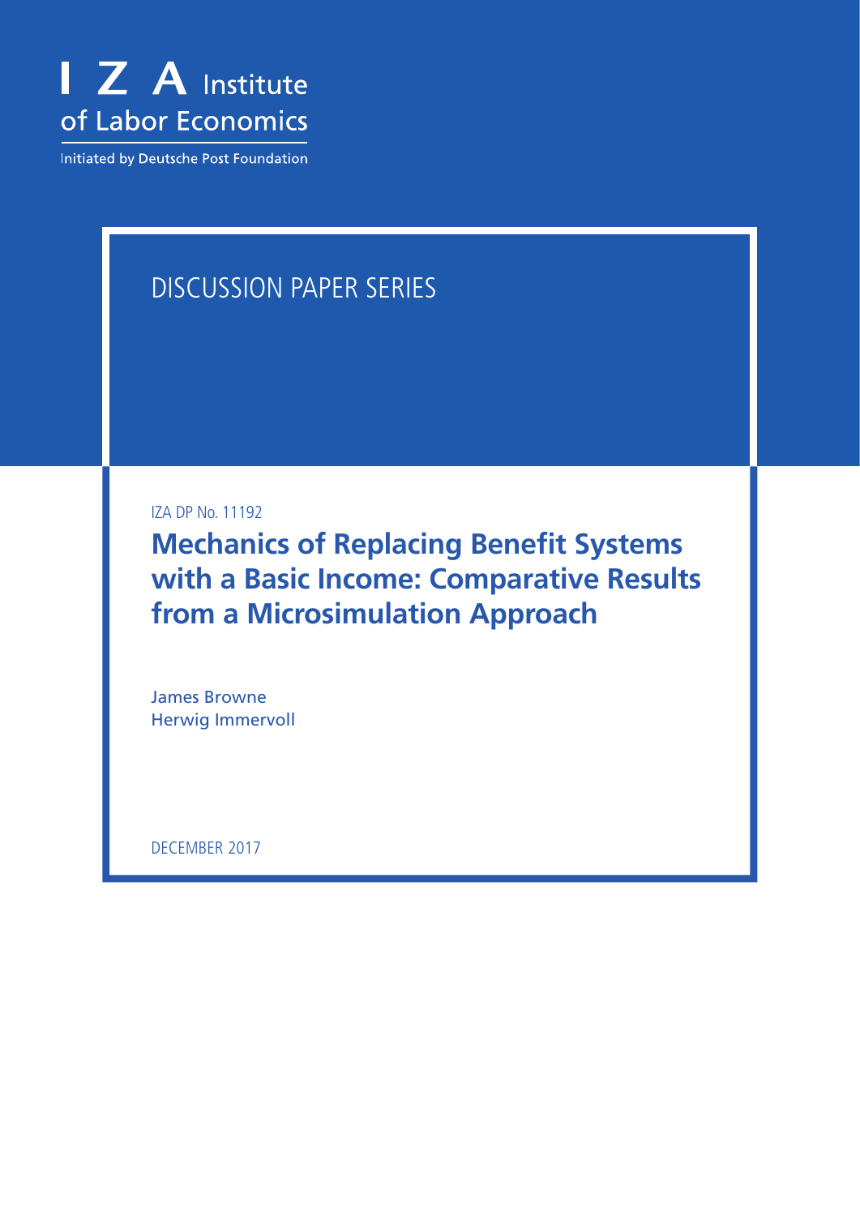I Z A Institute of Labor Economics

Initiated by Deutsche Post Foundation

DISCUSSION PAPER SERIES

IZA DP No. 11192

# Mechanics of Replacing Benefit Systems with a Basic Income: Comparative Results from a Microsimulation Approach

James Browne
Herwig Immervoll

DECEMBER 2017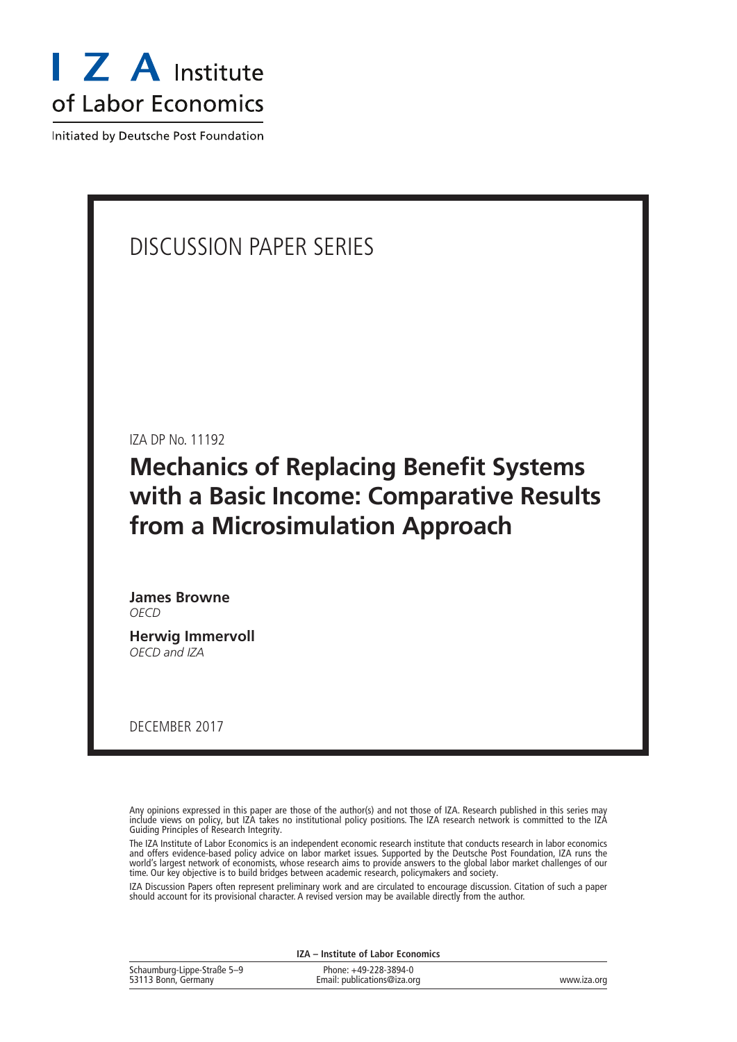# I Z A Institute of Labor Economics

Initiated by Deutsche Post Foundation

DISCUSSION PAPER SERIES

IZA DP No. 11192

## Mechanics of Replacing Benefit Systems with a Basic Income: Comparative Results from a Microsimulation Approach

**James Browne**
*OECD*

**Herwig Immervoll**
*OECD and IZA*

DECEMBER 2017

Any opinions expressed in this paper are those of the author(s) and not those of IZA. Research published in this series may include views on policy, but IZA takes no institutional policy positions. The IZA research network is committed to the IZA Guiding Principles of Research Integrity.

The IZA Institute of Labor Economics is an independent economic research institute that conducts research in labor economics and offers evidence-based policy advice on labor market issues. Supported by the Deutsche Post Foundation, IZA runs the world's largest network of economists, whose research aims to provide answers to the global labor market challenges of our time. Our key objective is to build bridges between academic research, policymakers and society.

IZA Discussion Papers often represent preliminary work and are circulated to encourage discussion. Citation of such a paper should account for its provisional character. A revised version may be available directly from the author.

**IZA – Institute of Labor Economics**

| | | |
|---|---|---|
| Schaumburg-Lippe-Straße 5–9<br>53113 Bonn, Germany | Phone: +49-228-3894-0<br>Email: publications@iza.org | www.iza.org |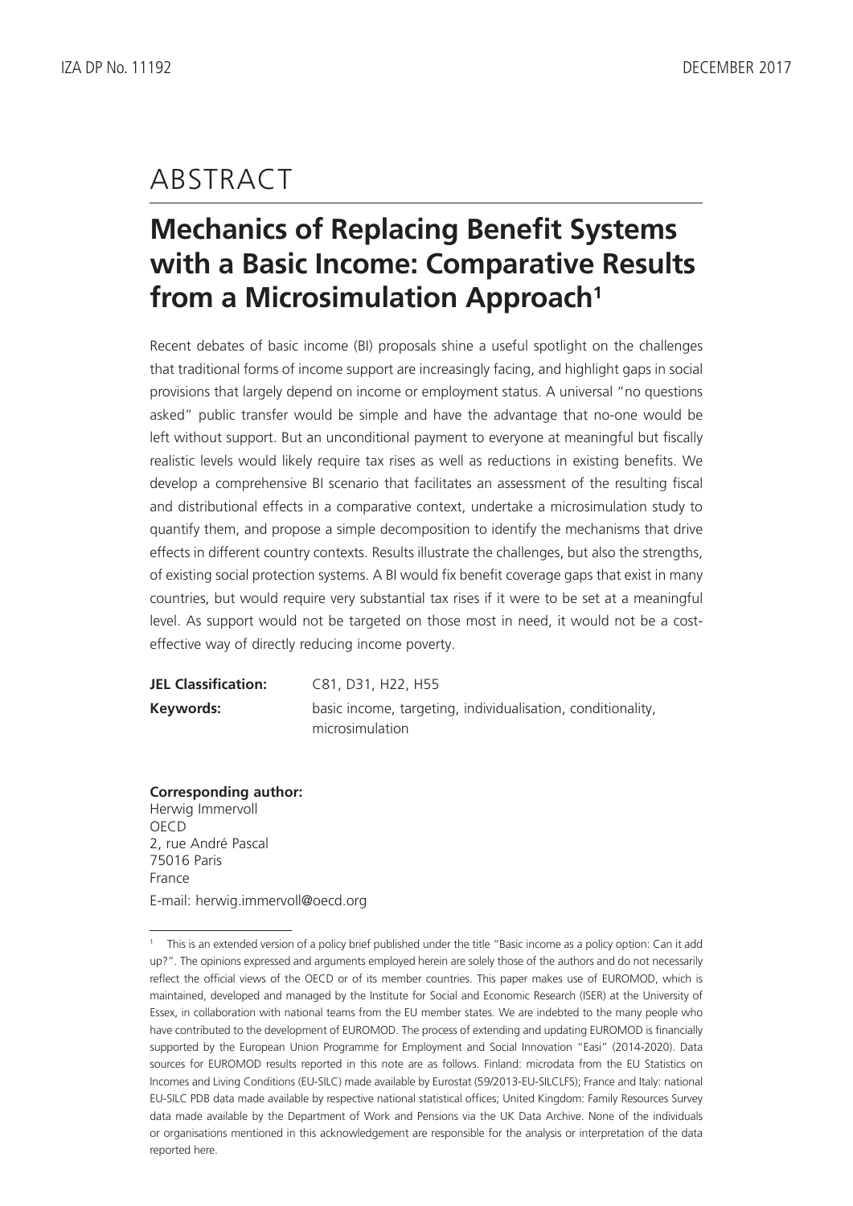# ABSTRACT

## Mechanics of Replacing Benefit Systems with a Basic Income: Comparative Results from a Microsimulation Approach[1]

Recent debates of basic income (BI) proposals shine a useful spotlight on the challenges that traditional forms of income support are increasingly facing, and highlight gaps in social provisions that largely depend on income or employment status. A universal "no questions asked" public transfer would be simple and have the advantage that no-one would be left without support. But an unconditional payment to everyone at meaningful but fiscally realistic levels would likely require tax rises as well as reductions in existing benefits. We develop a comprehensive BI scenario that facilitates an assessment of the resulting fiscal and distributional effects in a comparative context, undertake a microsimulation study to quantify them, and propose a simple decomposition to identify the mechanisms that drive effects in different country contexts. Results illustrate the challenges, but also the strengths, of existing social protection systems. A BI would fix benefit coverage gaps that exist in many countries, but would require very substantial tax rises if it were to be set at a meaningful level. As support would not be targeted on those most in need, it would not be a cost-effective way of directly reducing income poverty.

**JEL Classification:** C81, D31, H22, H55

**Keywords:** basic income, targeting, individualisation, conditionality, microsimulation

**Corresponding author:**
Herwig Immervoll
OECD
2, rue André Pascal
75016 Paris
France
E-mail: herwig.immervoll@oecd.org

---

[1] This is an extended version of a policy brief published under the title "Basic income as a policy option: Can it add up?". The opinions expressed and arguments employed herein are solely those of the authors and do not necessarily reflect the official views of the OECD or of its member countries. This paper makes use of EUROMOD, which is maintained, developed and managed by the Institute for Social and Economic Research (ISER) at the University of Essex, in collaboration with national teams from the EU member states. We are indebted to the many people who have contributed to the development of EUROMOD. The process of extending and updating EUROMOD is financially supported by the European Union Programme for Employment and Social Innovation "Easi" (2014-2020). Data sources for EUROMOD results reported in this note are as follows. Finland: microdata from the EU Statistics on Incomes and Living Conditions (EU-SILC) made available by Eurostat (59/2013-EU-SILCLFS); France and Italy: national EU-SILC PDB data made available by respective national statistical offices; United Kingdom: Family Resources Survey data made available by the Department of Work and Pensions via the UK Data Archive. None of the individuals or organisations mentioned in this acknowledgement are responsible for the analysis or interpretation of the data reported here.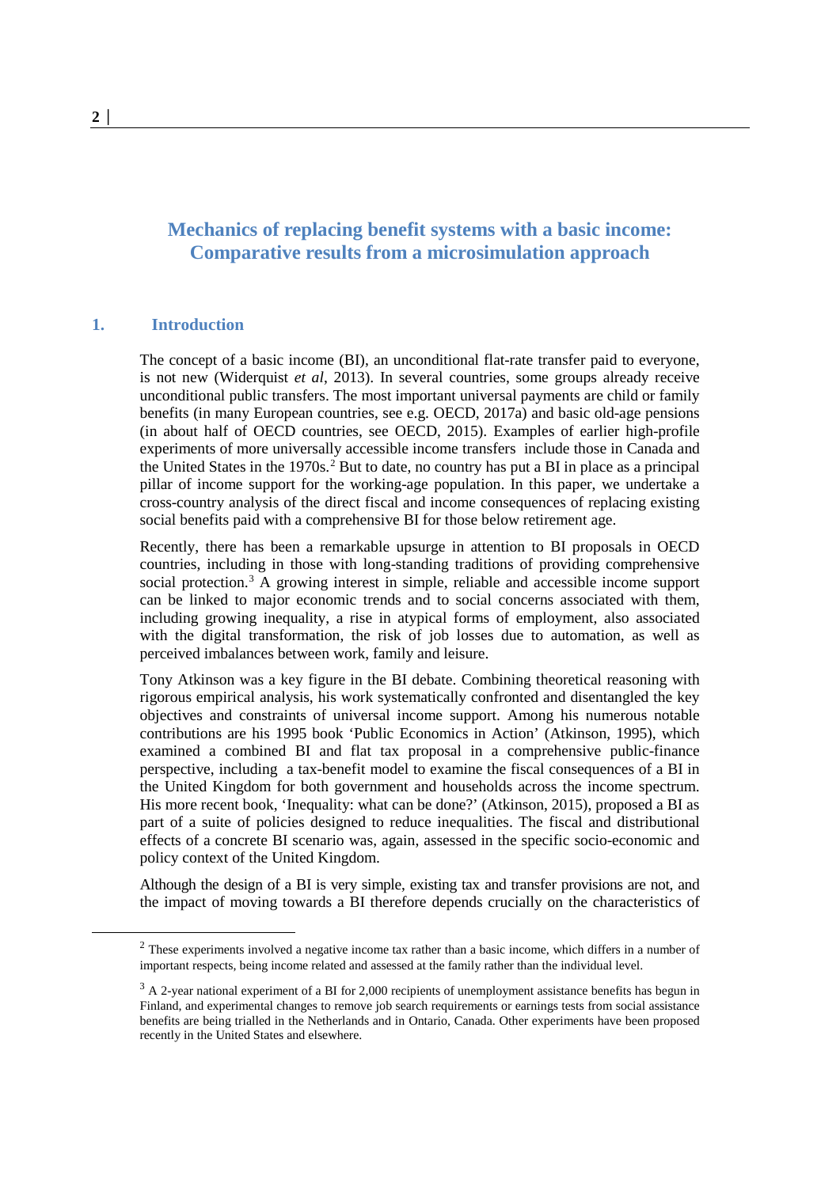# Mechanics of replacing benefit systems with a basic income: Comparative results from a microsimulation approach

## 1. Introduction

The concept of a basic income (BI), an unconditional flat-rate transfer paid to everyone, is not new (Widerquist *et al*, 2013). In several countries, some groups already receive unconditional public transfers. The most important universal payments are child or family benefits (in many European countries, see e.g. OECD, 2017a) and basic old-age pensions (in about half of OECD countries, see OECD, 2015). Examples of earlier high-profile experiments of more universally accessible income transfers include those in Canada and the United States in the 1970s.[2] But to date, no country has put a BI in place as a principal pillar of income support for the working-age population. In this paper, we undertake a cross-country analysis of the direct fiscal and income consequences of replacing existing social benefits paid with a comprehensive BI for those below retirement age.

Recently, there has been a remarkable upsurge in attention to BI proposals in OECD countries, including in those with long-standing traditions of providing comprehensive social protection.[3] A growing interest in simple, reliable and accessible income support can be linked to major economic trends and to social concerns associated with them, including growing inequality, a rise in atypical forms of employment, also associated with the digital transformation, the risk of job losses due to automation, as well as perceived imbalances between work, family and leisure.

Tony Atkinson was a key figure in the BI debate. Combining theoretical reasoning with rigorous empirical analysis, his work systematically confronted and disentangled the key objectives and constraints of universal income support. Among his numerous notable contributions are his 1995 book 'Public Economics in Action' (Atkinson, 1995), which examined a combined BI and flat tax proposal in a comprehensive public-finance perspective, including a tax-benefit model to examine the fiscal consequences of a BI in the United Kingdom for both government and households across the income spectrum. His more recent book, 'Inequality: what can be done?' (Atkinson, 2015), proposed a BI as part of a suite of policies designed to reduce inequalities. The fiscal and distributional effects of a concrete BI scenario was, again, assessed in the specific socio-economic and policy context of the United Kingdom.

Although the design of a BI is very simple, existing tax and transfer provisions are not, and the impact of moving towards a BI therefore depends crucially on the characteristics of

---

[2] These experiments involved a negative income tax rather than a basic income, which differs in a number of important respects, being income related and assessed at the family rather than the individual level.

[3] A 2-year national experiment of a BI for 2,000 recipients of unemployment assistance benefits has begun in Finland, and experimental changes to remove job search requirements or earnings tests from social assistance benefits are being trialled in the Netherlands and in Ontario, Canada. Other experiments have been proposed recently in the United States and elsewhere.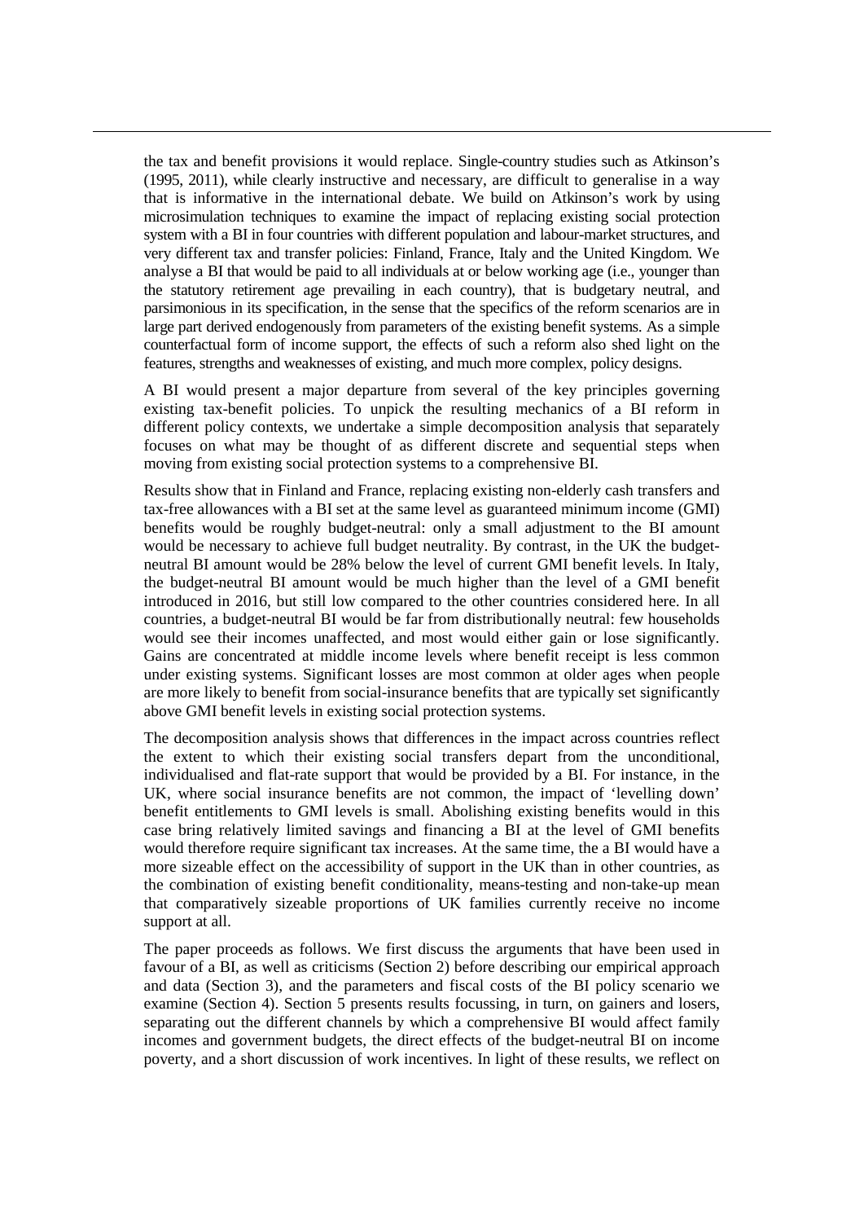the tax and benefit provisions it would replace. Single-country studies such as Atkinson's (1995, 2011), while clearly instructive and necessary, are difficult to generalise in a way that is informative in the international debate. We build on Atkinson's work by using microsimulation techniques to examine the impact of replacing existing social protection system with a BI in four countries with different population and labour-market structures, and very different tax and transfer policies: Finland, France, Italy and the United Kingdom. We analyse a BI that would be paid to all individuals at or below working age (i.e., younger than the statutory retirement age prevailing in each country), that is budgetary neutral, and parsimonious in its specification, in the sense that the specifics of the reform scenarios are in large part derived endogenously from parameters of the existing benefit systems. As a simple counterfactual form of income support, the effects of such a reform also shed light on the features, strengths and weaknesses of existing, and much more complex, policy designs.

A BI would present a major departure from several of the key principles governing existing tax-benefit policies. To unpick the resulting mechanics of a BI reform in different policy contexts, we undertake a simple decomposition analysis that separately focuses on what may be thought of as different discrete and sequential steps when moving from existing social protection systems to a comprehensive BI.

Results show that in Finland and France, replacing existing non-elderly cash transfers and tax-free allowances with a BI set at the same level as guaranteed minimum income (GMI) benefits would be roughly budget-neutral: only a small adjustment to the BI amount would be necessary to achieve full budget neutrality. By contrast, in the UK the budget-neutral BI amount would be 28% below the level of current GMI benefit levels. In Italy, the budget-neutral BI amount would be much higher than the level of a GMI benefit introduced in 2016, but still low compared to the other countries considered here. In all countries, a budget-neutral BI would be far from distributionally neutral: few households would see their incomes unaffected, and most would either gain or lose significantly. Gains are concentrated at middle income levels where benefit receipt is less common under existing systems. Significant losses are most common at older ages when people are more likely to benefit from social-insurance benefits that are typically set significantly above GMI benefit levels in existing social protection systems.

The decomposition analysis shows that differences in the impact across countries reflect the extent to which their existing social transfers depart from the unconditional, individualised and flat-rate support that would be provided by a BI. For instance, in the UK, where social insurance benefits are not common, the impact of 'levelling down' benefit entitlements to GMI levels is small. Abolishing existing benefits would in this case bring relatively limited savings and financing a BI at the level of GMI benefits would therefore require significant tax increases. At the same time, the a BI would have a more sizeable effect on the accessibility of support in the UK than in other countries, as the combination of existing benefit conditionality, means-testing and non-take-up mean that comparatively sizeable proportions of UK families currently receive no income support at all.

The paper proceeds as follows. We first discuss the arguments that have been used in favour of a BI, as well as criticisms (Section 2) before describing our empirical approach and data (Section 3), and the parameters and fiscal costs of the BI policy scenario we examine (Section 4). Section 5 presents results focussing, in turn, on gainers and losers, separating out the different channels by which a comprehensive BI would affect family incomes and government budgets, the direct effects of the budget-neutral BI on income poverty, and a short discussion of work incentives. In light of these results, we reflect on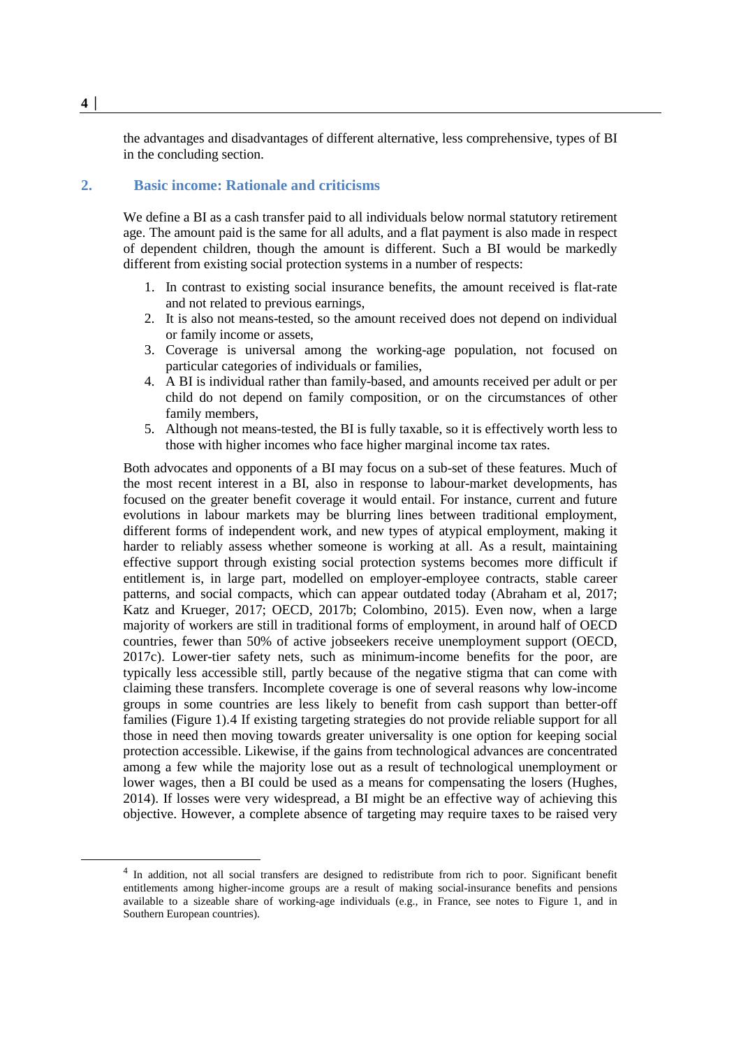the advantages and disadvantages of different alternative, less comprehensive, types of BI in the concluding section.

## 2. Basic income: Rationale and criticisms

We define a BI as a cash transfer paid to all individuals below normal statutory retirement age. The amount paid is the same for all adults, and a flat payment is also made in respect of dependent children, though the amount is different. Such a BI would be markedly different from existing social protection systems in a number of respects:

1. In contrast to existing social insurance benefits, the amount received is flat-rate and not related to previous earnings,
2. It is also not means-tested, so the amount received does not depend on individual or family income or assets,
3. Coverage is universal among the working-age population, not focused on particular categories of individuals or families,
4. A BI is individual rather than family-based, and amounts received per adult or per child do not depend on family composition, or on the circumstances of other family members,
5. Although not means-tested, the BI is fully taxable, so it is effectively worth less to those with higher incomes who face higher marginal income tax rates.

Both advocates and opponents of a BI may focus on a sub-set of these features. Much of the most recent interest in a BI, also in response to labour-market developments, has focused on the greater benefit coverage it would entail. For instance, current and future evolutions in labour markets may be blurring lines between traditional employment, different forms of independent work, and new types of atypical employment, making it harder to reliably assess whether someone is working at all. As a result, maintaining effective support through existing social protection systems becomes more difficult if entitlement is, in large part, modelled on employer-employee contracts, stable career patterns, and social compacts, which can appear outdated today (Abraham et al, 2017; Katz and Krueger, 2017; OECD, 2017b; Colombino, 2015). Even now, when a large majority of workers are still in traditional forms of employment, in around half of OECD countries, fewer than 50% of active jobseekers receive unemployment support (OECD, 2017c). Lower-tier safety nets, such as minimum-income benefits for the poor, are typically less accessible still, partly because of the negative stigma that can come with claiming these transfers. Incomplete coverage is one of several reasons why low-income groups in some countries are less likely to benefit from cash support than better-off families (Figure 1).[4] If existing targeting strategies do not provide reliable support for all those in need then moving towards greater universality is one option for keeping social protection accessible. Likewise, if the gains from technological advances are concentrated among a few while the majority lose out as a result of technological unemployment or lower wages, then a BI could be used as a means for compensating the losers (Hughes, 2014). If losses were very widespread, a BI might be an effective way of achieving this objective. However, a complete absence of targeting may require taxes to be raised very

[4] In addition, not all social transfers are designed to redistribute from rich to poor. Significant benefit entitlements among higher-income groups are a result of making social-insurance benefits and pensions available to a sizeable share of working-age individuals (e.g., in France, see notes to Figure 1, and in Southern European countries).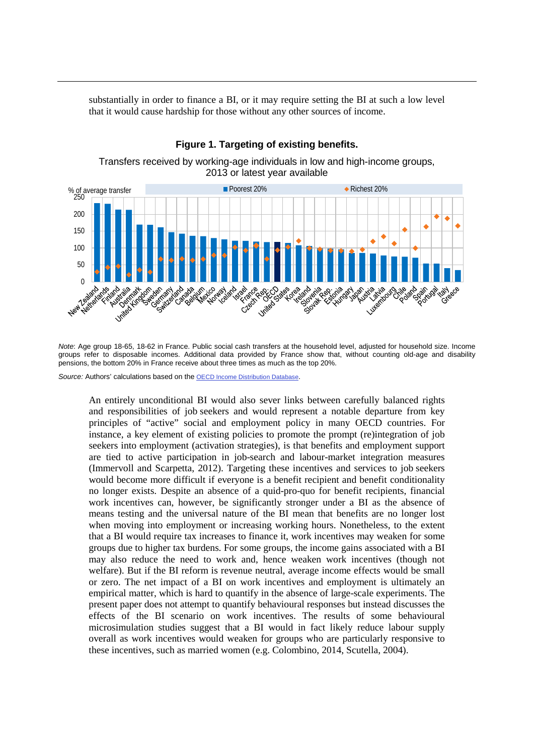substantially in order to finance a BI, or it may require setting the BI at such a low level that it would cause hardship for those without any other sources of income.

**Figure 1. Targeting of existing benefits.**

Transfers received by working-age individuals in low and high-income groups, 2013 or latest year available

*Note*: Age group 18-65, 18-62 in France. Public social cash transfers at the household level, adjusted for household size. Income groups refer to disposable incomes. Additional data provided by France show that, without counting old-age and disability pensions, the bottom 20% in France receive about three times as much as the top 20%.

*Source:* Authors' calculations based on the OECD Income Distribution Database.

An entirely unconditional BI would also sever links between carefully balanced rights and responsibilities of job seekers and would represent a notable departure from key principles of "active" social and employment policy in many OECD countries. For instance, a key element of existing policies to promote the prompt (re)integration of job seekers into employment (activation strategies), is that benefits and employment support are tied to active participation in job-search and labour-market integration measures (Immervoll and Scarpetta, 2012). Targeting these incentives and services to job seekers would become more difficult if everyone is a benefit recipient and benefit conditionality no longer exists. Despite an absence of a quid-pro-quo for benefit recipients, financial work incentives can, however, be significantly stronger under a BI as the absence of means testing and the universal nature of the BI mean that benefits are no longer lost when moving into employment or increasing working hours. Nonetheless, to the extent that a BI would require tax increases to finance it, work incentives may weaken for some groups due to higher tax burdens. For some groups, the income gains associated with a BI may also reduce the need to work and, hence weaken work incentives (though not welfare). But if the BI reform is revenue neutral, average income effects would be small or zero. The net impact of a BI on work incentives and employment is ultimately an empirical matter, which is hard to quantify in the absence of large-scale experiments. The present paper does not attempt to quantify behavioural responses but instead discusses the effects of the BI scenario on work incentives. The results of some behavioural microsimulation studies suggest that a BI would in fact likely reduce labour supply overall as work incentives would weaken for groups who are particularly responsive to these incentives, such as married women (e.g. Colombino, 2014, Scutella, 2004).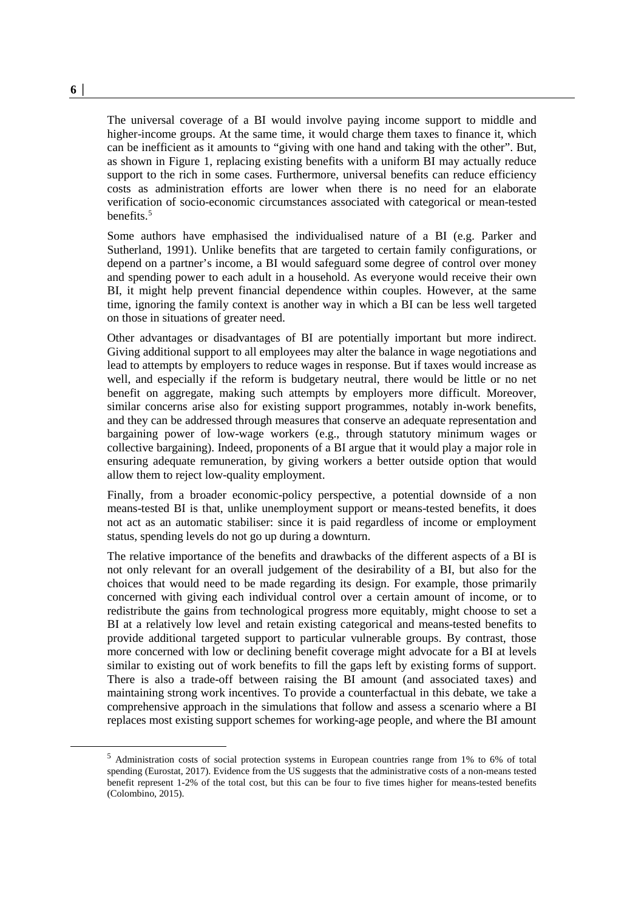The universal coverage of a BI would involve paying income support to middle and higher-income groups. At the same time, it would charge them taxes to finance it, which can be inefficient as it amounts to "giving with one hand and taking with the other". But, as shown in Figure 1, replacing existing benefits with a uniform BI may actually reduce support to the rich in some cases. Furthermore, universal benefits can reduce efficiency costs as administration efforts are lower when there is no need for an elaborate verification of socio-economic circumstances associated with categorical or mean-tested benefits.[5]

Some authors have emphasised the individualised nature of a BI (e.g. Parker and Sutherland, 1991). Unlike benefits that are targeted to certain family configurations, or depend on a partner's income, a BI would safeguard some degree of control over money and spending power to each adult in a household. As everyone would receive their own BI, it might help prevent financial dependence within couples. However, at the same time, ignoring the family context is another way in which a BI can be less well targeted on those in situations of greater need.

Other advantages or disadvantages of BI are potentially important but more indirect. Giving additional support to all employees may alter the balance in wage negotiations and lead to attempts by employers to reduce wages in response. But if taxes would increase as well, and especially if the reform is budgetary neutral, there would be little or no net benefit on aggregate, making such attempts by employers more difficult. Moreover, similar concerns arise also for existing support programmes, notably in-work benefits, and they can be addressed through measures that conserve an adequate representation and bargaining power of low-wage workers (e.g., through statutory minimum wages or collective bargaining). Indeed, proponents of a BI argue that it would play a major role in ensuring adequate remuneration, by giving workers a better outside option that would allow them to reject low-quality employment.

Finally, from a broader economic-policy perspective, a potential downside of a non means-tested BI is that, unlike unemployment support or means-tested benefits, it does not act as an automatic stabiliser: since it is paid regardless of income or employment status, spending levels do not go up during a downturn.

The relative importance of the benefits and drawbacks of the different aspects of a BI is not only relevant for an overall judgement of the desirability of a BI, but also for the choices that would need to be made regarding its design. For example, those primarily concerned with giving each individual control over a certain amount of income, or to redistribute the gains from technological progress more equitably, might choose to set a BI at a relatively low level and retain existing categorical and means-tested benefits to provide additional targeted support to particular vulnerable groups. By contrast, those more concerned with low or declining benefit coverage might advocate for a BI at levels similar to existing out of work benefits to fill the gaps left by existing forms of support. There is also a trade-off between raising the BI amount (and associated taxes) and maintaining strong work incentives. To provide a counterfactual in this debate, we take a comprehensive approach in the simulations that follow and assess a scenario where a BI replaces most existing support schemes for working-age people, and where the BI amount

[5] Administration costs of social protection systems in European countries range from 1% to 6% of total spending (Eurostat, 2017). Evidence from the US suggests that the administrative costs of a non-means tested benefit represent 1-2% of the total cost, but this can be four to five times higher for means-tested benefits (Colombino, 2015).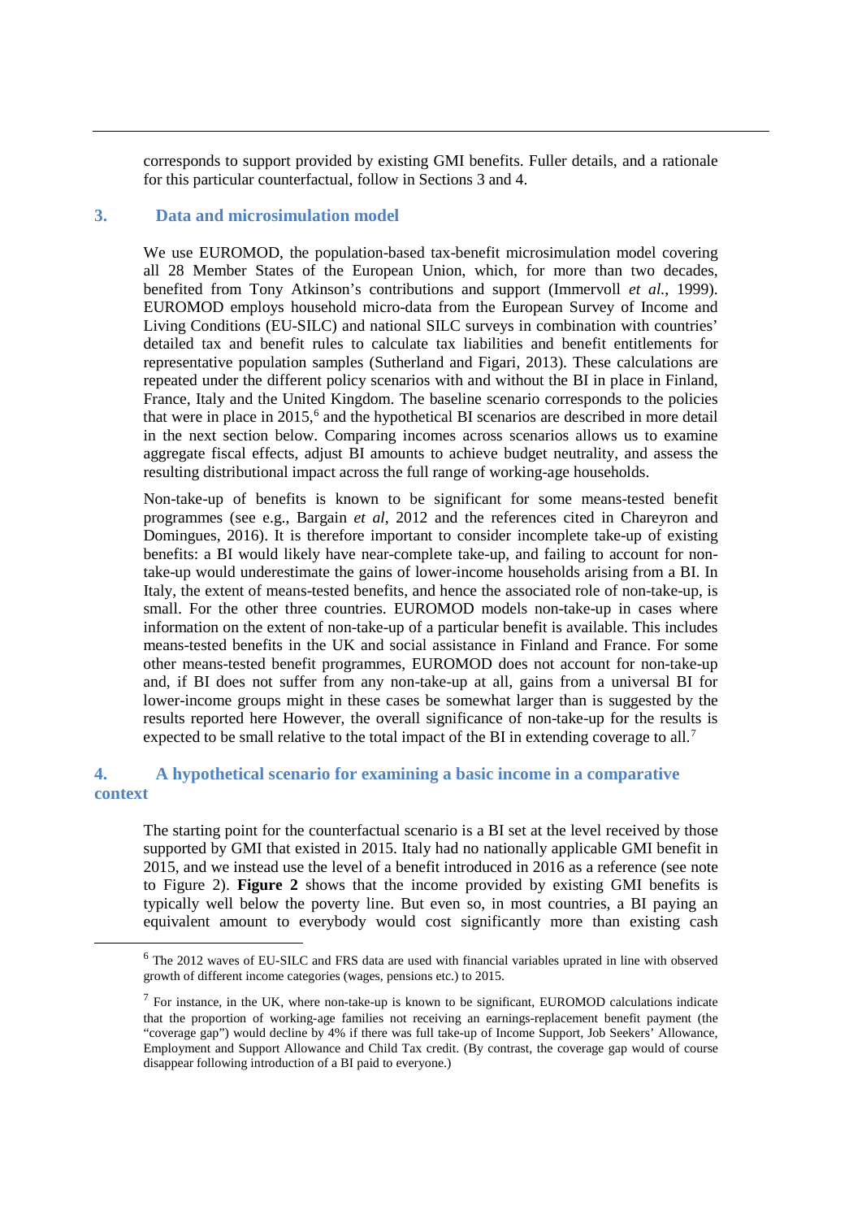corresponds to support provided by existing GMI benefits. Fuller details, and a rationale for this particular counterfactual, follow in Sections 3 and 4.

## 3. Data and microsimulation model

We use EUROMOD, the population-based tax-benefit microsimulation model covering all 28 Member States of the European Union, which, for more than two decades, benefited from Tony Atkinson's contributions and support (Immervoll *et al.*, 1999). EUROMOD employs household micro-data from the European Survey of Income and Living Conditions (EU-SILC) and national SILC surveys in combination with countries' detailed tax and benefit rules to calculate tax liabilities and benefit entitlements for representative population samples (Sutherland and Figari, 2013). These calculations are repeated under the different policy scenarios with and without the BI in place in Finland, France, Italy and the United Kingdom. The baseline scenario corresponds to the policies that were in place in 2015,[6] and the hypothetical BI scenarios are described in more detail in the next section below. Comparing incomes across scenarios allows us to examine aggregate fiscal effects, adjust BI amounts to achieve budget neutrality, and assess the resulting distributional impact across the full range of working-age households.

Non-take-up of benefits is known to be significant for some means-tested benefit programmes (see e.g., Bargain *et al*, 2012 and the references cited in Chareyron and Domingues, 2016). It is therefore important to consider incomplete take-up of existing benefits: a BI would likely have near-complete take-up, and failing to account for non-take-up would underestimate the gains of lower-income households arising from a BI. In Italy, the extent of means-tested benefits, and hence the associated role of non-take-up, is small. For the other three countries. EUROMOD models non-take-up in cases where information on the extent of non-take-up of a particular benefit is available. This includes means-tested benefits in the UK and social assistance in Finland and France. For some other means-tested benefit programmes, EUROMOD does not account for non-take-up and, if BI does not suffer from any non-take-up at all, gains from a universal BI for lower-income groups might in these cases be somewhat larger than is suggested by the results reported here However, the overall significance of non-take-up for the results is expected to be small relative to the total impact of the BI in extending coverage to all.[7]

## 4. A hypothetical scenario for examining a basic income in a comparative context

The starting point for the counterfactual scenario is a BI set at the level received by those supported by GMI that existed in 2015. Italy had no nationally applicable GMI benefit in 2015, and we instead use the level of a benefit introduced in 2016 as a reference (see note to Figure 2). **Figure 2** shows that the income provided by existing GMI benefits is typically well below the poverty line. But even so, in most countries, a BI paying an equivalent amount to everybody would cost significantly more than existing cash

---

[6] The 2012 waves of EU-SILC and FRS data are used with financial variables uprated in line with observed growth of different income categories (wages, pensions etc.) to 2015.

[7] For instance, in the UK, where non-take-up is known to be significant, EUROMOD calculations indicate that the proportion of working-age families not receiving an earnings-replacement benefit payment (the "coverage gap") would decline by 4% if there was full take-up of Income Support, Job Seekers' Allowance, Employment and Support Allowance and Child Tax credit. (By contrast, the coverage gap would of course disappear following introduction of a BI paid to everyone.)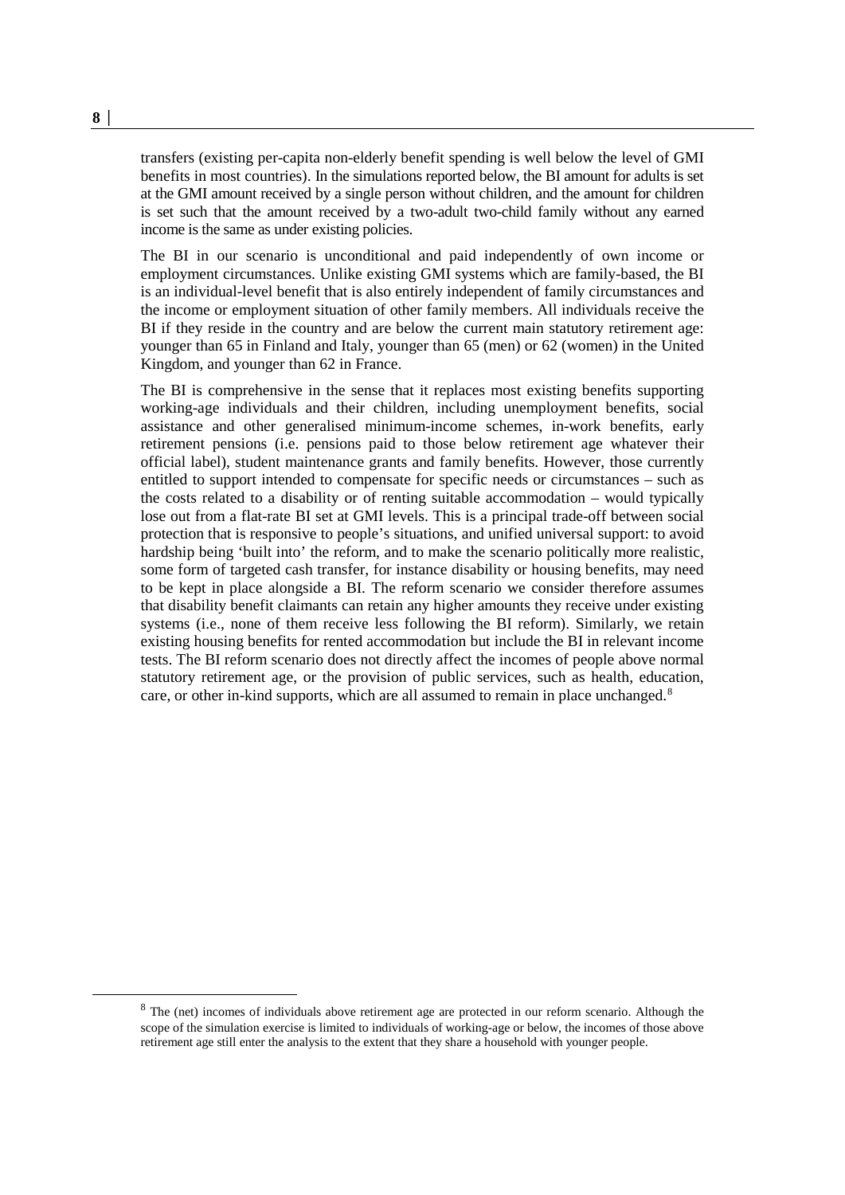transfers (existing per-capita non-elderly benefit spending is well below the level of GMI benefits in most countries). In the simulations reported below, the BI amount for adults is set at the GMI amount received by a single person without children, and the amount for children is set such that the amount received by a two-adult two-child family without any earned income is the same as under existing policies.

The BI in our scenario is unconditional and paid independently of own income or employment circumstances. Unlike existing GMI systems which are family-based, the BI is an individual-level benefit that is also entirely independent of family circumstances and the income or employment situation of other family members. All individuals receive the BI if they reside in the country and are below the current main statutory retirement age: younger than 65 in Finland and Italy, younger than 65 (men) or 62 (women) in the United Kingdom, and younger than 62 in France.

The BI is comprehensive in the sense that it replaces most existing benefits supporting working-age individuals and their children, including unemployment benefits, social assistance and other generalised minimum-income schemes, in-work benefits, early retirement pensions (i.e. pensions paid to those below retirement age whatever their official label), student maintenance grants and family benefits. However, those currently entitled to support intended to compensate for specific needs or circumstances – such as the costs related to a disability or of renting suitable accommodation – would typically lose out from a flat-rate BI set at GMI levels. This is a principal trade-off between social protection that is responsive to people's situations, and unified universal support: to avoid hardship being 'built into' the reform, and to make the scenario politically more realistic, some form of targeted cash transfer, for instance disability or housing benefits, may need to be kept in place alongside a BI. The reform scenario we consider therefore assumes that disability benefit claimants can retain any higher amounts they receive under existing systems (i.e., none of them receive less following the BI reform). Similarly, we retain existing housing benefits for rented accommodation but include the BI in relevant income tests. The BI reform scenario does not directly affect the incomes of people above normal statutory retirement age, or the provision of public services, such as health, education, care, or other in-kind supports, which are all assumed to remain in place unchanged.[8]

[8] The (net) incomes of individuals above retirement age are protected in our reform scenario. Although the scope of the simulation exercise is limited to individuals of working-age or below, the incomes of those above retirement age still enter the analysis to the extent that they share a household with younger people.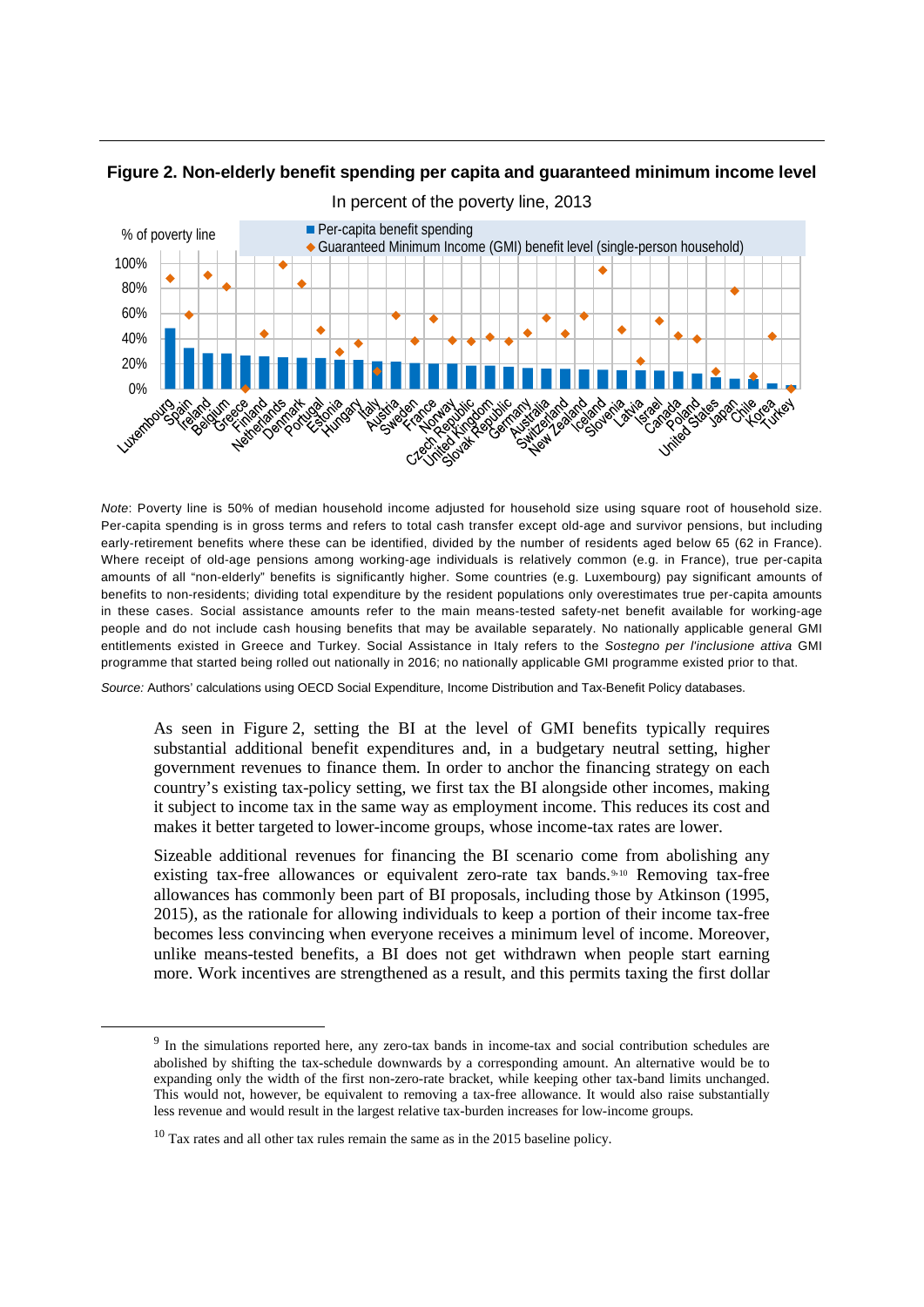**Figure 2. Non-elderly benefit spending per capita and guaranteed minimum income level**

In percent of the poverty line, 2013

*Note*: Poverty line is 50% of median household income adjusted for household size using square root of household size. Per-capita spending is in gross terms and refers to total cash transfer except old-age and survivor pensions, but including early-retirement benefits where these can be identified, divided by the number of residents aged below 65 (62 in France). Where receipt of old-age pensions among working-age individuals is relatively common (e.g. in France), true per-capita amounts of all "non-elderly" benefits is significantly higher. Some countries (e.g. Luxembourg) pay significant amounts of benefits to non-residents; dividing total expenditure by the resident populations only overestimates true per-capita amounts in these cases. Social assistance amounts refer to the main means-tested safety-net benefit available for working-age people and do not include cash housing benefits that may be available separately. No nationally applicable general GMI entitlements existed in Greece and Turkey. Social Assistance in Italy refers to the *Sostegno per l'inclusione attiva* GMI programme that started being rolled out nationally in 2016; no nationally applicable GMI programme existed prior to that.

*Source:* Authors' calculations using OECD Social Expenditure, Income Distribution and Tax-Benefit Policy databases.

As seen in Figure 2, setting the BI at the level of GMI benefits typically requires substantial additional benefit expenditures and, in a budgetary neutral setting, higher government revenues to finance them. In order to anchor the financing strategy on each country's existing tax-policy setting, we first tax the BI alongside other incomes, making it subject to income tax in the same way as employment income. This reduces its cost and makes it better targeted to lower-income groups, whose income-tax rates are lower.

Sizeable additional revenues for financing the BI scenario come from abolishing any existing tax-free allowances or equivalent zero-rate tax bands.[9,10] Removing tax-free allowances has commonly been part of BI proposals, including those by Atkinson (1995, 2015), as the rationale for allowing individuals to keep a portion of their income tax-free becomes less convincing when everyone receives a minimum level of income. Moreover, unlike means-tested benefits, a BI does not get withdrawn when people start earning more. Work incentives are strengthened as a result, and this permits taxing the first dollar

[9] In the simulations reported here, any zero-tax bands in income-tax and social contribution schedules are abolished by shifting the tax-schedule downwards by a corresponding amount. An alternative would be to expanding only the width of the first non-zero-rate bracket, while keeping other tax-band limits unchanged. This would not, however, be equivalent to removing a tax-free allowance. It would also raise substantially less revenue and would result in the largest relative tax-burden increases for low-income groups.

[10] Tax rates and all other tax rules remain the same as in the 2015 baseline policy.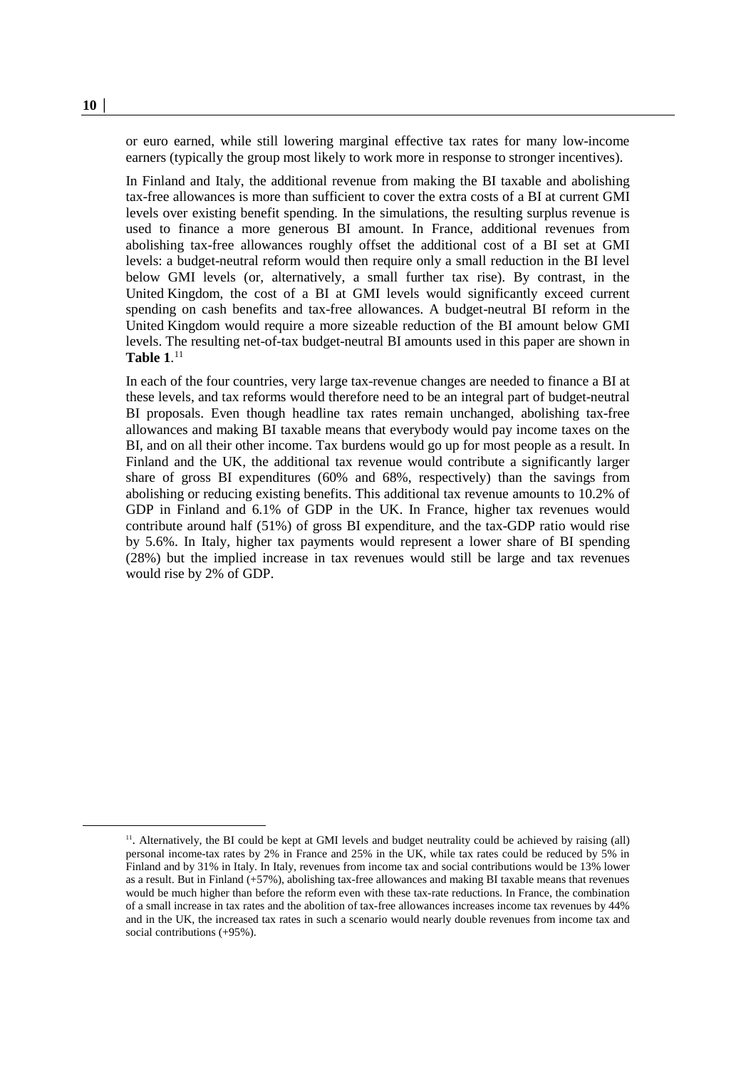or euro earned, while still lowering marginal effective tax rates for many low-income earners (typically the group most likely to work more in response to stronger incentives).

In Finland and Italy, the additional revenue from making the BI taxable and abolishing tax-free allowances is more than sufficient to cover the extra costs of a BI at current GMI levels over existing benefit spending. In the simulations, the resulting surplus revenue is used to finance a more generous BI amount. In France, additional revenues from abolishing tax-free allowances roughly offset the additional cost of a BI set at GMI levels: a budget-neutral reform would then require only a small reduction in the BI level below GMI levels (or, alternatively, a small further tax rise). By contrast, in the United Kingdom, the cost of a BI at GMI levels would significantly exceed current spending on cash benefits and tax-free allowances. A budget-neutral BI reform in the United Kingdom would require a more sizeable reduction of the BI amount below GMI levels. The resulting net-of-tax budget-neutral BI amounts used in this paper are shown in **Table 1**.[11]

In each of the four countries, very large tax-revenue changes are needed to finance a BI at these levels, and tax reforms would therefore need to be an integral part of budget-neutral BI proposals. Even though headline tax rates remain unchanged, abolishing tax-free allowances and making BI taxable means that everybody would pay income taxes on the BI, and on all their other income. Tax burdens would go up for most people as a result. In Finland and the UK, the additional tax revenue would contribute a significantly larger share of gross BI expenditures (60% and 68%, respectively) than the savings from abolishing or reducing existing benefits. This additional tax revenue amounts to 10.2% of GDP in Finland and 6.1% of GDP in the UK. In France, higher tax revenues would contribute around half (51%) of gross BI expenditure, and the tax-GDP ratio would rise by 5.6%. In Italy, higher tax payments would represent a lower share of BI spending (28%) but the implied increase in tax revenues would still be large and tax revenues would rise by 2% of GDP.

[11]. Alternatively, the BI could be kept at GMI levels and budget neutrality could be achieved by raising (all) personal income-tax rates by 2% in France and 25% in the UK, while tax rates could be reduced by 5% in Finland and by 31% in Italy. In Italy, revenues from income tax and social contributions would be 13% lower as a result. But in Finland (+57%), abolishing tax-free allowances and making BI taxable means that revenues would be much higher than before the reform even with these tax-rate reductions. In France, the combination of a small increase in tax rates and the abolition of tax-free allowances increases income tax revenues by 44% and in the UK, the increased tax rates in such a scenario would nearly double revenues from income tax and social contributions (+95%).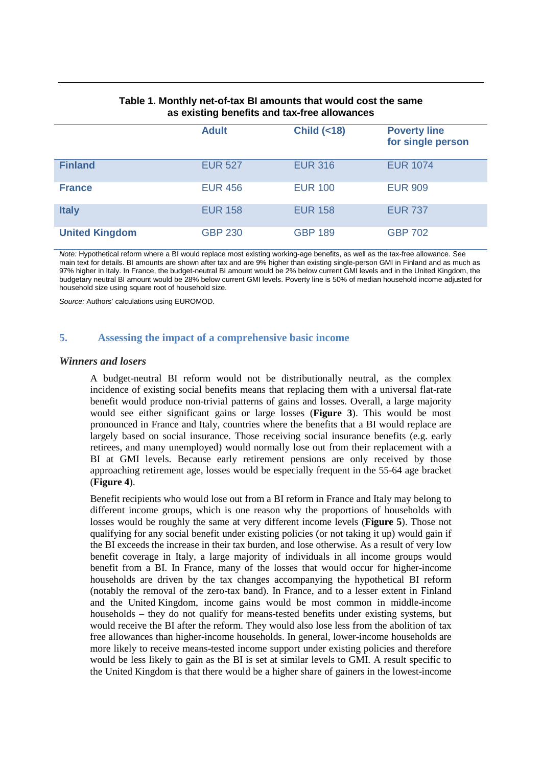**Table 1. Monthly net-of-tax BI amounts that would cost the same as existing benefits and tax-free allowances**

| | Adult | Child (<18) | Poverty line for single person |
|---|---|---|---|
| **Finland** | EUR 527 | EUR 316 | EUR 1074 |
| **France** | EUR 456 | EUR 100 | EUR 909 |
| **Italy** | EUR 158 | EUR 158 | EUR 737 |
| **United Kingdom** | GBP 230 | GBP 189 | GBP 702 |

*Note:* Hypothetical reform where a BI would replace most existing working-age benefits, as well as the tax-free allowance. See main text for details. BI amounts are shown after tax and are 9% higher than existing single-person GMI in Finland and as much as 97% higher in Italy. In France, the budget-neutral BI amount would be 2% below current GMI levels and in the United Kingdom, the budgetary neutral BI amount would be 28% below current GMI levels. Poverty line is 50% of median household income adjusted for household size using square root of household size.

*Source:* Authors' calculations using EUROMOD.

## 5. Assessing the impact of a comprehensive basic income

### *Winners and losers*

A budget-neutral BI reform would not be distributionally neutral, as the complex incidence of existing social benefits means that replacing them with a universal flat-rate benefit would produce non-trivial patterns of gains and losses. Overall, a large majority would see either significant gains or large losses (**Figure 3**). This would be most pronounced in France and Italy, countries where the benefits that a BI would replace are largely based on social insurance. Those receiving social insurance benefits (e.g. early retirees, and many unemployed) would normally lose out from their replacement with a BI at GMI levels. Because early retirement pensions are only received by those approaching retirement age, losses would be especially frequent in the 55-64 age bracket (**Figure 4**).

Benefit recipients who would lose out from a BI reform in France and Italy may belong to different income groups, which is one reason why the proportions of households with losses would be roughly the same at very different income levels (**Figure 5**). Those not qualifying for any social benefit under existing policies (or not taking it up) would gain if the BI exceeds the increase in their tax burden, and lose otherwise. As a result of very low benefit coverage in Italy, a large majority of individuals in all income groups would benefit from a BI. In France, many of the losses that would occur for higher-income households are driven by the tax changes accompanying the hypothetical BI reform (notably the removal of the zero-tax band). In France, and to a lesser extent in Finland and the United Kingdom, income gains would be most common in middle-income households – they do not qualify for means-tested benefits under existing systems, but would receive the BI after the reform. They would also lose less from the abolition of tax free allowances than higher-income households. In general, lower-income households are more likely to receive means-tested income support under existing policies and therefore would be less likely to gain as the BI is set at similar levels to GMI. A result specific to the United Kingdom is that there would be a higher share of gainers in the lowest-income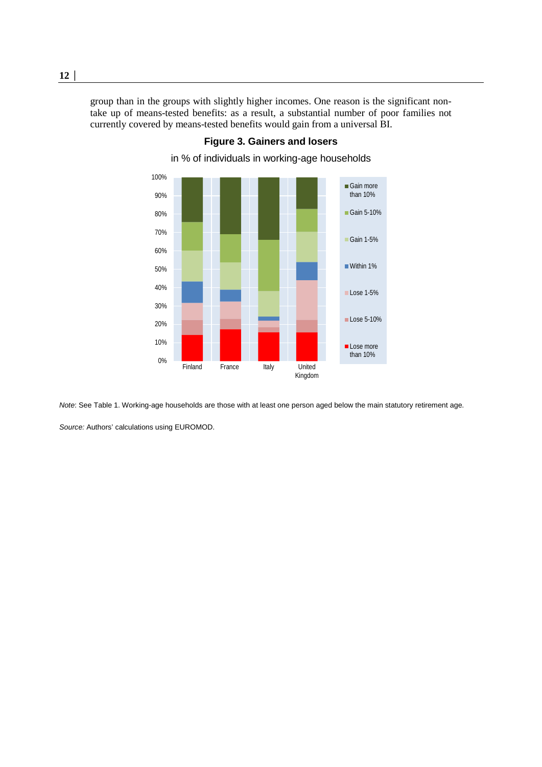group than in the groups with slightly higher incomes. One reason is the significant non-take up of means-tested benefits: as a result, a substantial number of poor families not currently covered by means-tested benefits would gain from a universal BI.

**Figure 3. Gainers and losers**

in % of individuals in working-age households

*Note*: See Table 1. Working-age households are those with at least one person aged below the main statutory retirement age.

*Source:* Authors' calculations using EUROMOD.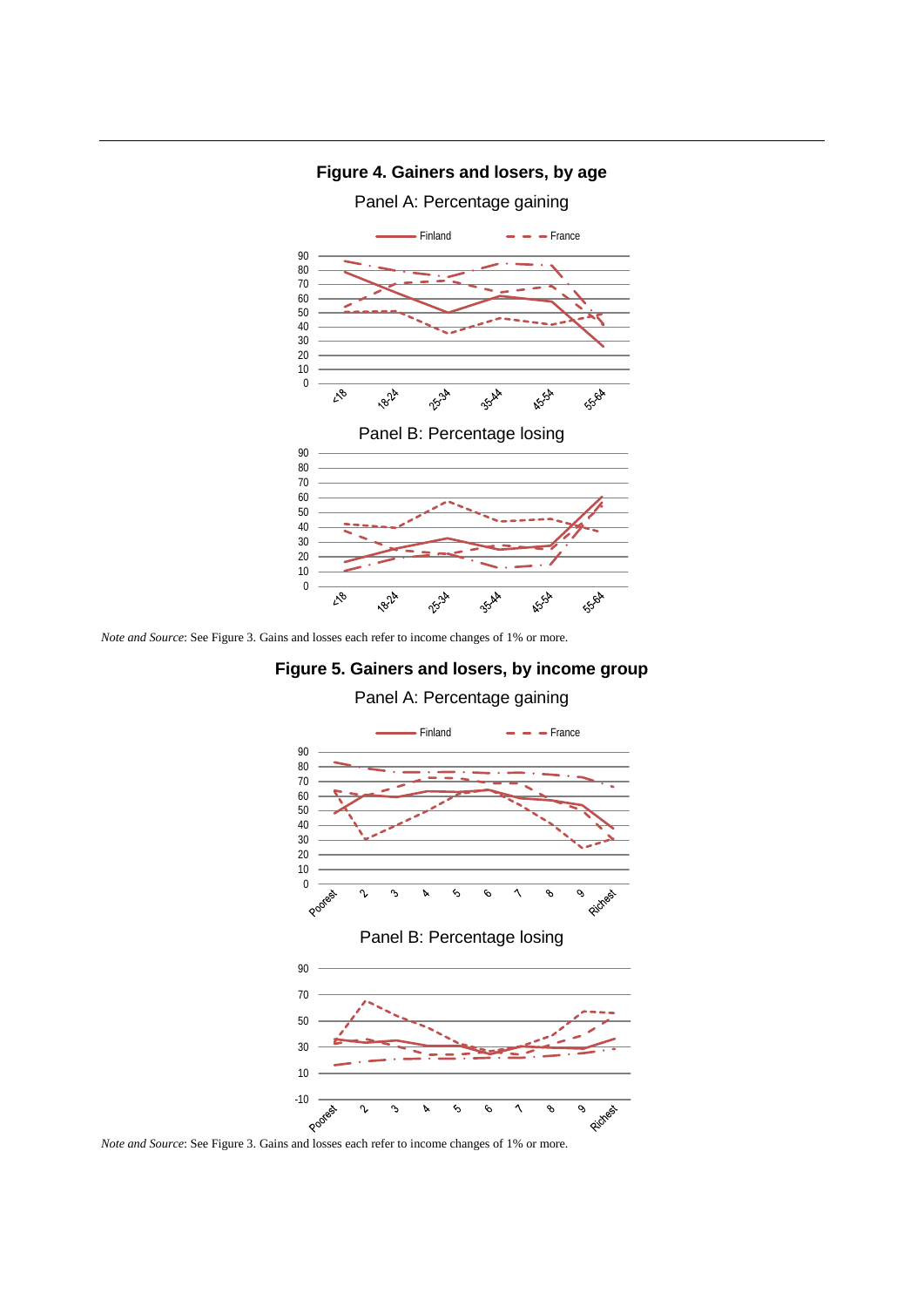**Figure 4. Gainers and losers, by age**

Panel A: Percentage gaining

Panel B: Percentage losing

*Note and Source*: See Figure 3. Gains and losses each refer to income changes of 1% or more.

**Figure 5. Gainers and losers, by income group**

Panel A: Percentage gaining

Panel B: Percentage losing

*Note and Source*: See Figure 3. Gains and losses each refer to income changes of 1% or more.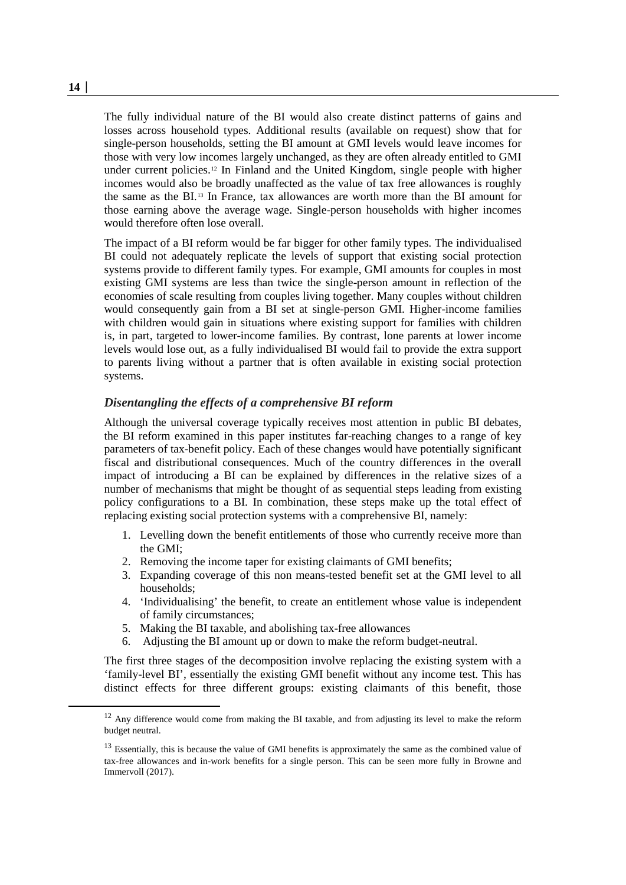The fully individual nature of the BI would also create distinct patterns of gains and losses across household types. Additional results (available on request) show that for single-person households, setting the BI amount at GMI levels would leave incomes for those with very low incomes largely unchanged, as they are often already entitled to GMI under current policies.[12] In Finland and the United Kingdom, single people with higher incomes would also be broadly unaffected as the value of tax free allowances is roughly the same as the BI.[13] In France, tax allowances are worth more than the BI amount for those earning above the average wage. Single-person households with higher incomes would therefore often lose overall.

The impact of a BI reform would be far bigger for other family types. The individualised BI could not adequately replicate the levels of support that existing social protection systems provide to different family types. For example, GMI amounts for couples in most existing GMI systems are less than twice the single-person amount in reflection of the economies of scale resulting from couples living together. Many couples without children would consequently gain from a BI set at single-person GMI. Higher-income families with children would gain in situations where existing support for families with children is, in part, targeted to lower-income families. By contrast, lone parents at lower income levels would lose out, as a fully individualised BI would fail to provide the extra support to parents living without a partner that is often available in existing social protection systems.

### *Disentangling the effects of a comprehensive BI reform*

Although the universal coverage typically receives most attention in public BI debates, the BI reform examined in this paper institutes far-reaching changes to a range of key parameters of tax-benefit policy. Each of these changes would have potentially significant fiscal and distributional consequences. Much of the country differences in the overall impact of introducing a BI can be explained by differences in the relative sizes of a number of mechanisms that might be thought of as sequential steps leading from existing policy configurations to a BI. In combination, these steps make up the total effect of replacing existing social protection systems with a comprehensive BI, namely:

1. Levelling down the benefit entitlements of those who currently receive more than the GMI;
2. Removing the income taper for existing claimants of GMI benefits;
3. Expanding coverage of this non means-tested benefit set at the GMI level to all households;
4. 'Individualising' the benefit, to create an entitlement whose value is independent of family circumstances;
5. Making the BI taxable, and abolishing tax-free allowances
6. Adjusting the BI amount up or down to make the reform budget-neutral.

The first three stages of the decomposition involve replacing the existing system with a 'family-level BI', essentially the existing GMI benefit without any income test. This has distinct effects for three different groups: existing claimants of this benefit, those

[12] Any difference would come from making the BI taxable, and from adjusting its level to make the reform budget neutral.

[13] Essentially, this is because the value of GMI benefits is approximately the same as the combined value of tax-free allowances and in-work benefits for a single person. This can be seen more fully in Browne and Immervoll (2017).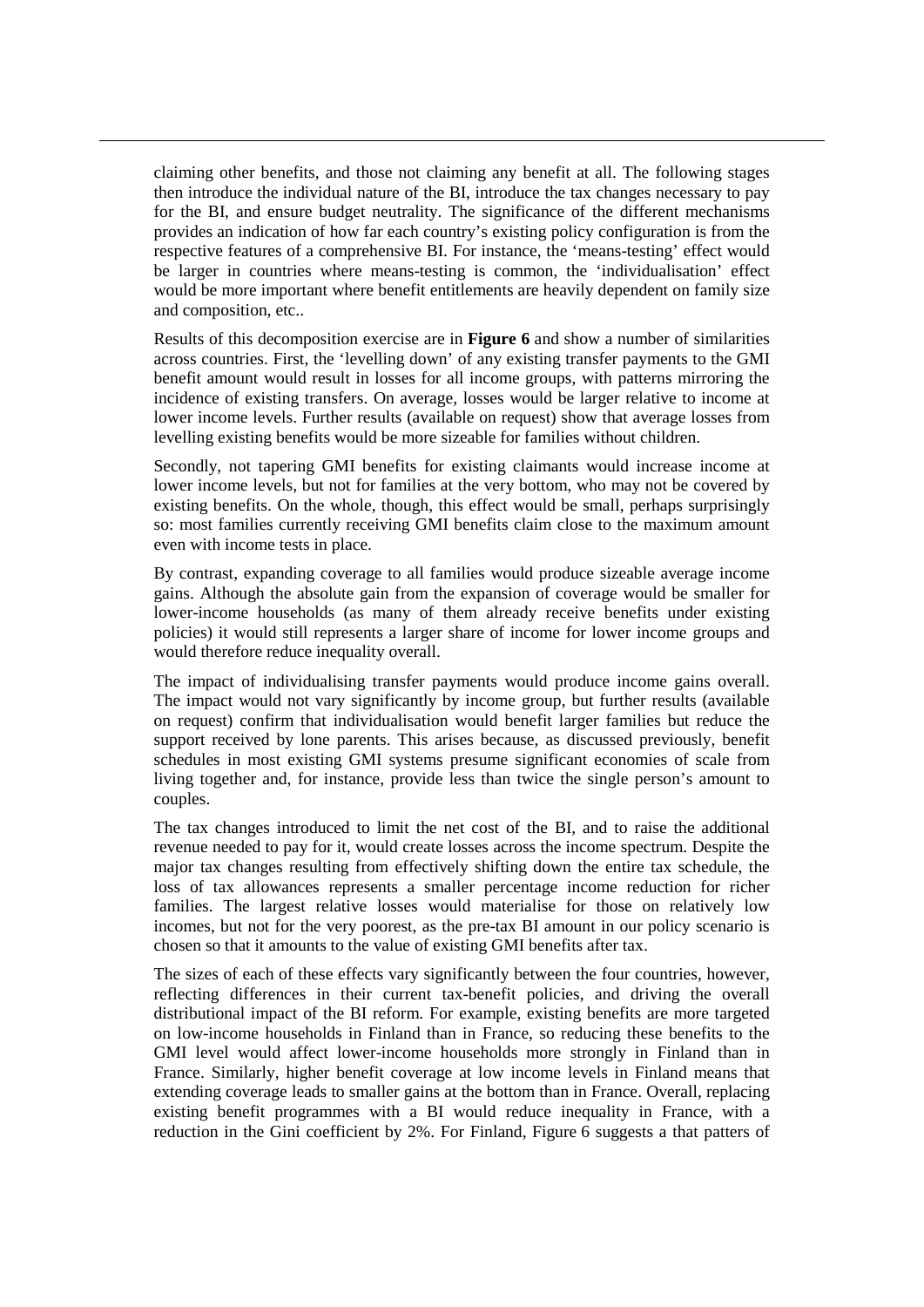claiming other benefits, and those not claiming any benefit at all. The following stages then introduce the individual nature of the BI, introduce the tax changes necessary to pay for the BI, and ensure budget neutrality. The significance of the different mechanisms provides an indication of how far each country's existing policy configuration is from the respective features of a comprehensive BI. For instance, the 'means-testing' effect would be larger in countries where means-testing is common, the 'individualisation' effect would be more important where benefit entitlements are heavily dependent on family size and composition, etc..

Results of this decomposition exercise are in **Figure 6** and show a number of similarities across countries. First, the 'levelling down' of any existing transfer payments to the GMI benefit amount would result in losses for all income groups, with patterns mirroring the incidence of existing transfers. On average, losses would be larger relative to income at lower income levels. Further results (available on request) show that average losses from levelling existing benefits would be more sizeable for families without children.

Secondly, not tapering GMI benefits for existing claimants would increase income at lower income levels, but not for families at the very bottom, who may not be covered by existing benefits. On the whole, though, this effect would be small, perhaps surprisingly so: most families currently receiving GMI benefits claim close to the maximum amount even with income tests in place.

By contrast, expanding coverage to all families would produce sizeable average income gains. Although the absolute gain from the expansion of coverage would be smaller for lower-income households (as many of them already receive benefits under existing policies) it would still represents a larger share of income for lower income groups and would therefore reduce inequality overall.

The impact of individualising transfer payments would produce income gains overall. The impact would not vary significantly by income group, but further results (available on request) confirm that individualisation would benefit larger families but reduce the support received by lone parents. This arises because, as discussed previously, benefit schedules in most existing GMI systems presume significant economies of scale from living together and, for instance, provide less than twice the single person's amount to couples.

The tax changes introduced to limit the net cost of the BI, and to raise the additional revenue needed to pay for it, would create losses across the income spectrum. Despite the major tax changes resulting from effectively shifting down the entire tax schedule, the loss of tax allowances represents a smaller percentage income reduction for richer families. The largest relative losses would materialise for those on relatively low incomes, but not for the very poorest, as the pre-tax BI amount in our policy scenario is chosen so that it amounts to the value of existing GMI benefits after tax.

The sizes of each of these effects vary significantly between the four countries, however, reflecting differences in their current tax-benefit policies, and driving the overall distributional impact of the BI reform. For example, existing benefits are more targeted on low-income households in Finland than in France, so reducing these benefits to the GMI level would affect lower-income households more strongly in Finland than in France. Similarly, higher benefit coverage at low income levels in Finland means that extending coverage leads to smaller gains at the bottom than in France. Overall, replacing existing benefit programmes with a BI would reduce inequality in France, with a reduction in the Gini coefficient by 2%. For Finland, Figure 6 suggests a that patters of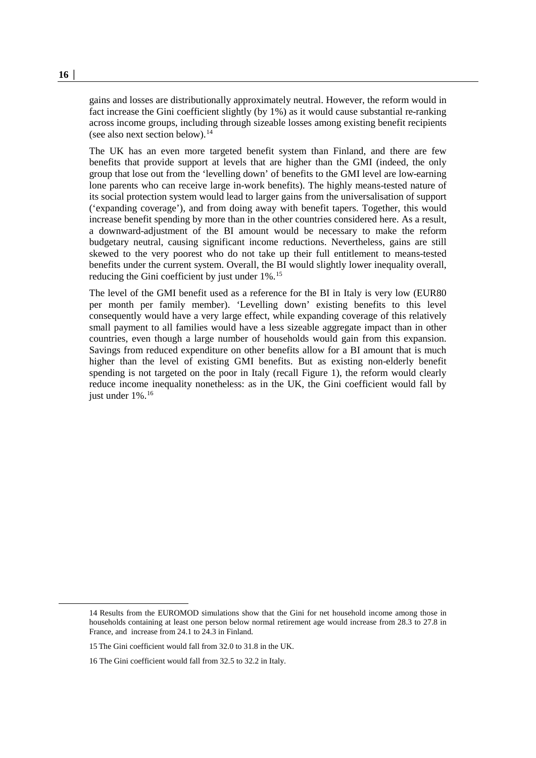gains and losses are distributionally approximately neutral. However, the reform would in fact increase the Gini coefficient slightly (by 1%) as it would cause substantial re-ranking across income groups, including through sizeable losses among existing benefit recipients (see also next section below).[14]

The UK has an even more targeted benefit system than Finland, and there are few benefits that provide support at levels that are higher than the GMI (indeed, the only group that lose out from the 'levelling down' of benefits to the GMI level are low-earning lone parents who can receive large in-work benefits). The highly means-tested nature of its social protection system would lead to larger gains from the universalisation of support ('expanding coverage'), and from doing away with benefit tapers. Together, this would increase benefit spending by more than in the other countries considered here. As a result, a downward-adjustment of the BI amount would be necessary to make the reform budgetary neutral, causing significant income reductions. Nevertheless, gains are still skewed to the very poorest who do not take up their full entitlement to means-tested benefits under the current system. Overall, the BI would slightly lower inequality overall, reducing the Gini coefficient by just under 1%.[15]

The level of the GMI benefit used as a reference for the BI in Italy is very low (EUR80 per month per family member). 'Levelling down' existing benefits to this level consequently would have a very large effect, while expanding coverage of this relatively small payment to all families would have a less sizeable aggregate impact than in other countries, even though a large number of households would gain from this expansion. Savings from reduced expenditure on other benefits allow for a BI amount that is much higher than the level of existing GMI benefits. But as existing non-elderly benefit spending is not targeted on the poor in Italy (recall Figure 1), the reform would clearly reduce income inequality nonetheless: as in the UK, the Gini coefficient would fall by just under 1%.[16]

---

14 Results from the EUROMOD simulations show that the Gini for net household income among those in households containing at least one person below normal retirement age would increase from 28.3 to 27.8 in France, and increase from 24.1 to 24.3 in Finland.

15 The Gini coefficient would fall from 32.0 to 31.8 in the UK.

16 The Gini coefficient would fall from 32.5 to 32.2 in Italy.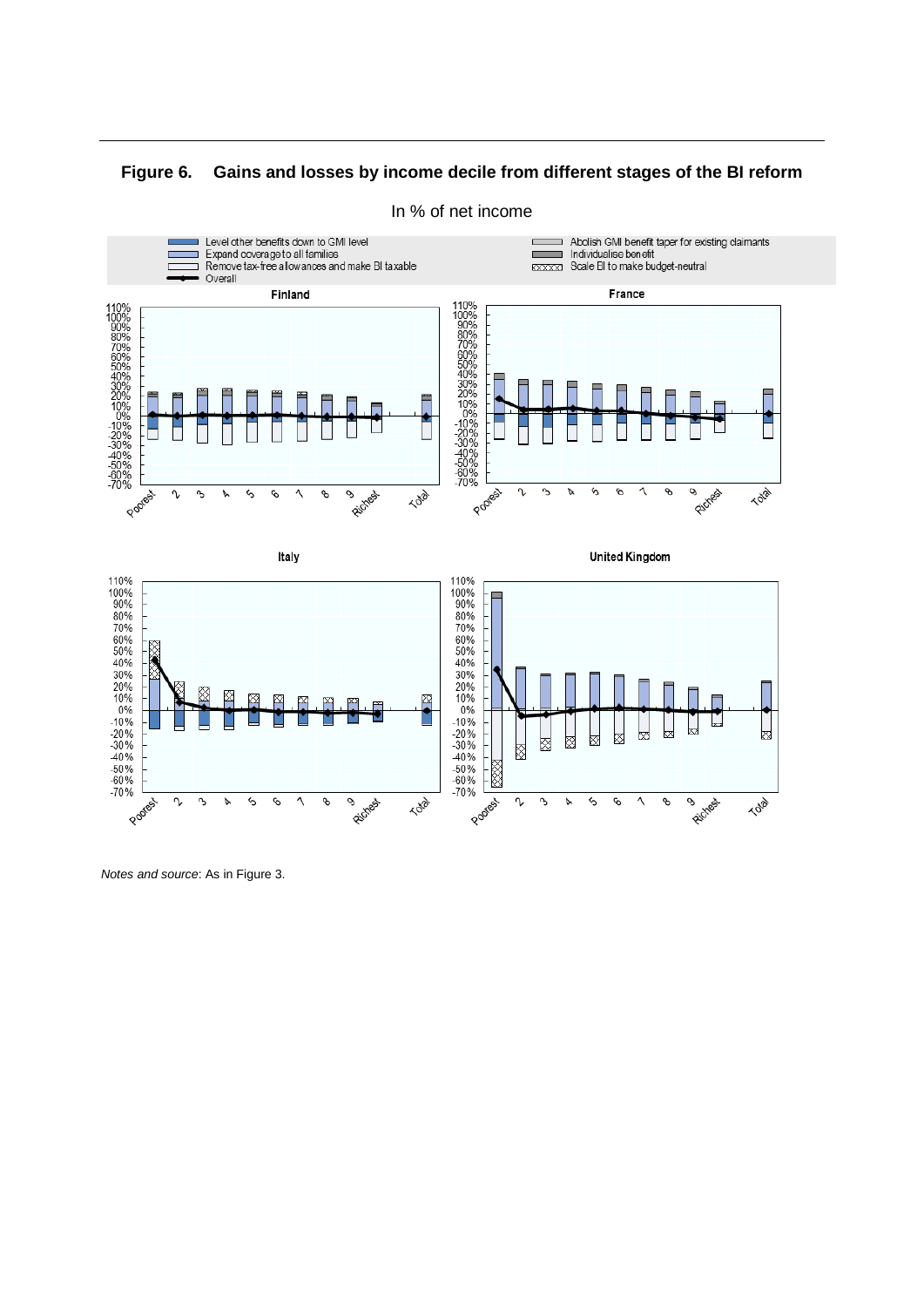**Figure 6. Gains and losses by income decile from different stages of the BI reform**

In % of net income

*Notes and source*: As in Figure 3.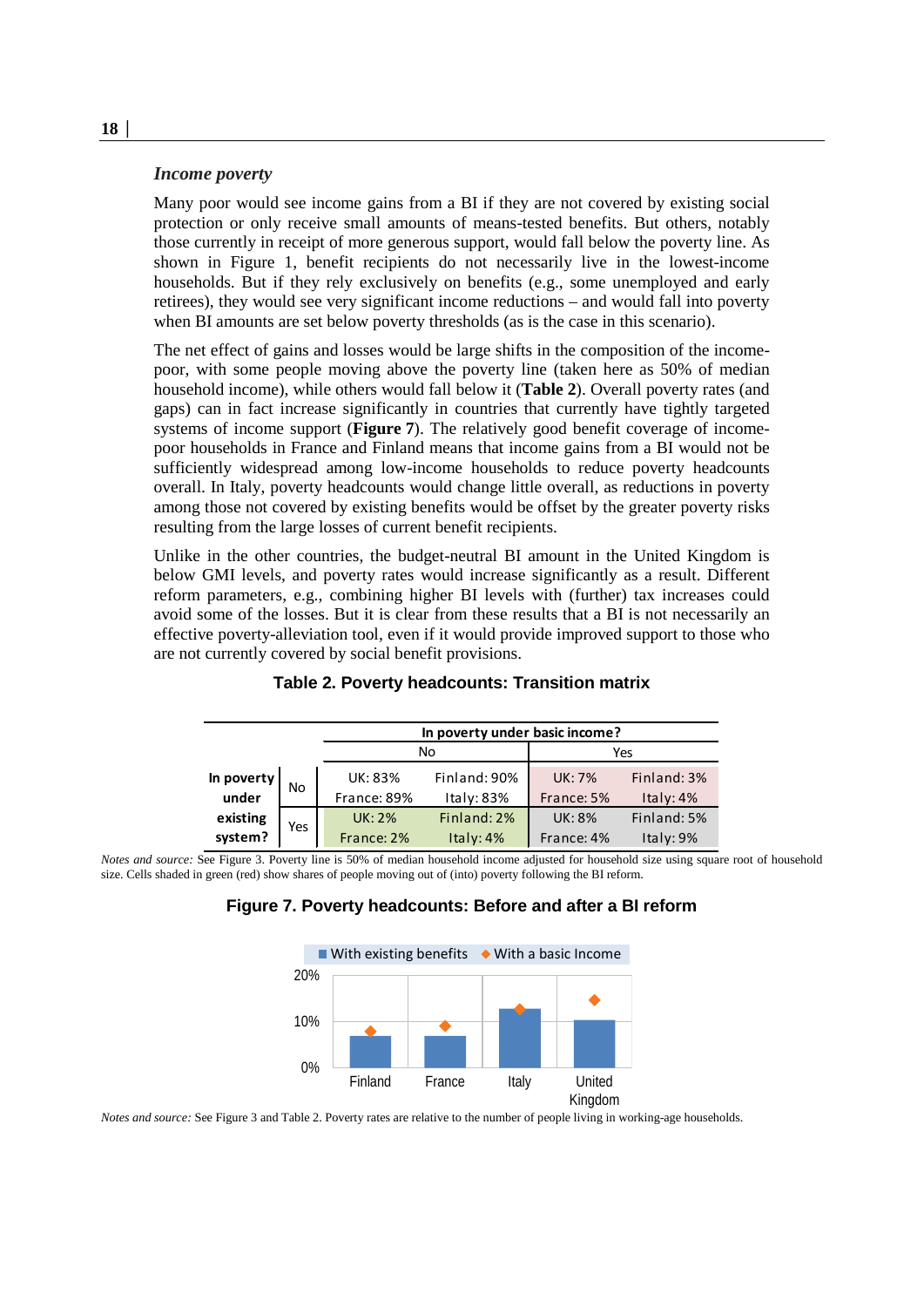### *Income poverty*

Many poor would see income gains from a BI if they are not covered by existing social protection or only receive small amounts of means-tested benefits. But others, notably those currently in receipt of more generous support, would fall below the poverty line. As shown in Figure 1, benefit recipients do not necessarily live in the lowest-income households. But if they rely exclusively on benefits (e.g., some unemployed and early retirees), they would see very significant income reductions – and would fall into poverty when BI amounts are set below poverty thresholds (as is the case in this scenario).

The net effect of gains and losses would be large shifts in the composition of the income-poor, with some people moving above the poverty line (taken here as 50% of median household income), while others would fall below it (**Table 2**). Overall poverty rates (and gaps) can in fact increase significantly in countries that currently have tightly targeted systems of income support (**Figure 7**). The relatively good benefit coverage of income-poor households in France and Finland means that income gains from a BI would not be sufficiently widespread among low-income households to reduce poverty headcounts overall. In Italy, poverty headcounts would change little overall, as reductions in poverty among those not covered by existing benefits would be offset by the greater poverty risks resulting from the large losses of current benefit recipients.

Unlike in the other countries, the budget-neutral BI amount in the United Kingdom is below GMI levels, and poverty rates would increase significantly as a result. Different reform parameters, e.g., combining higher BI levels with (further) tax increases could avoid some of the losses. But it is clear from these results that a BI is not necessarily an effective poverty-alleviation tool, even if it would provide improved support to those who are not currently covered by social benefit provisions.

**Table 2. Poverty headcounts: Transition matrix**

| | | In poverty under basic income? | | | |
|---|---|---|---|---|---|
| | | No | | Yes | |
| **In poverty under existing system?** | No | UK: 83% | Finland: 90% | UK: 7% | Finland: 3% |
| | | France: 89% | Italy: 83% | France: 5% | Italy: 4% |
| | Yes | UK: 2% | Finland: 2% | UK: 8% | Finland: 5% |
| | | France: 2% | Italy: 4% | France: 4% | Italy: 9% |

*Notes and source:* See Figure 3. Poverty line is 50% of median household income adjusted for household size using square root of household size. Cells shaded in green (red) show shares of people moving out of (into) poverty following the BI reform.

**Figure 7. Poverty headcounts: Before and after a BI reform**

*Notes and source:* See Figure 3 and Table 2. Poverty rates are relative to the number of people living in working-age households.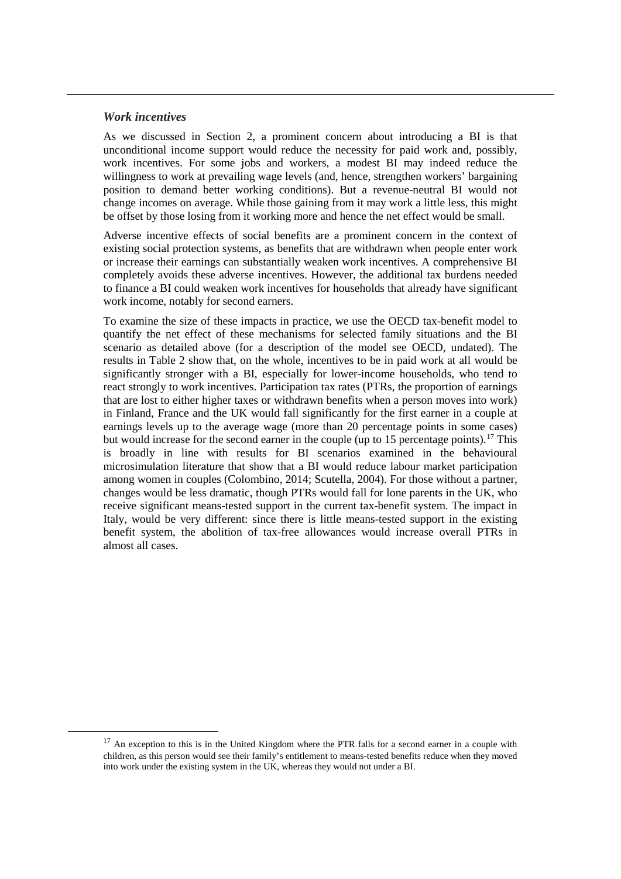### *Work incentives*

As we discussed in Section 2, a prominent concern about introducing a BI is that unconditional income support would reduce the necessity for paid work and, possibly, work incentives. For some jobs and workers, a modest BI may indeed reduce the willingness to work at prevailing wage levels (and, hence, strengthen workers' bargaining position to demand better working conditions). But a revenue-neutral BI would not change incomes on average. While those gaining from it may work a little less, this might be offset by those losing from it working more and hence the net effect would be small.

Adverse incentive effects of social benefits are a prominent concern in the context of existing social protection systems, as benefits that are withdrawn when people enter work or increase their earnings can substantially weaken work incentives. A comprehensive BI completely avoids these adverse incentives. However, the additional tax burdens needed to finance a BI could weaken work incentives for households that already have significant work income, notably for second earners.

To examine the size of these impacts in practice, we use the OECD tax-benefit model to quantify the net effect of these mechanisms for selected family situations and the BI scenario as detailed above (for a description of the model see OECD, undated). The results in Table 2 show that, on the whole, incentives to be in paid work at all would be significantly stronger with a BI, especially for lower-income households, who tend to react strongly to work incentives. Participation tax rates (PTRs, the proportion of earnings that are lost to either higher taxes or withdrawn benefits when a person moves into work) in Finland, France and the UK would fall significantly for the first earner in a couple at earnings levels up to the average wage (more than 20 percentage points in some cases) but would increase for the second earner in the couple (up to 15 percentage points).[17] This is broadly in line with results for BI scenarios examined in the behavioural microsimulation literature that show that a BI would reduce labour market participation among women in couples (Colombino, 2014; Scutella, 2004). For those without a partner, changes would be less dramatic, though PTRs would fall for lone parents in the UK, who receive significant means-tested support in the current tax-benefit system. The impact in Italy, would be very different: since there is little means-tested support in the existing benefit system, the abolition of tax-free allowances would increase overall PTRs in almost all cases.

[17] An exception to this is in the United Kingdom where the PTR falls for a second earner in a couple with children, as this person would see their family's entitlement to means-tested benefits reduce when they moved into work under the existing system in the UK, whereas they would not under a BI.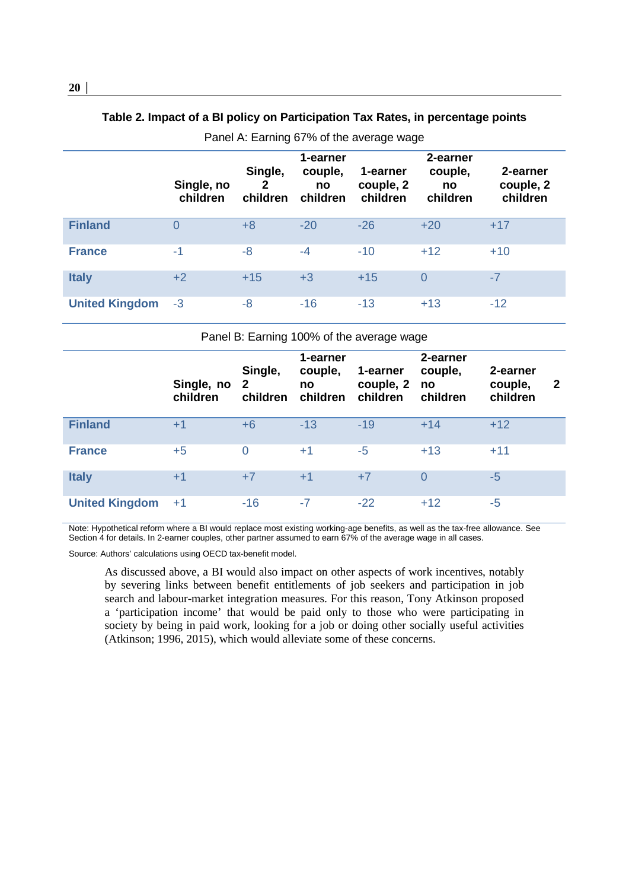**Table 2. Impact of a BI policy on Participation Tax Rates, in percentage points**

Panel A: Earning 67% of the average wage

| | Single, no children | Single, 2 children | 1-earner couple, no children | 1-earner couple, 2 children | 2-earner couple, no children | 2-earner couple, 2 children |
|---|---|---|---|---|---|---|
| **Finland** | 0 | +8 | -20 | -26 | +20 | +17 |
| **France** | -1 | -8 | -4 | -10 | +12 | +10 |
| **Italy** | +2 | +15 | +3 | +15 | 0 | -7 |
| **United Kingdom** | -3 | -8 | -16 | -13 | +13 | -12 |

Panel B: Earning 100% of the average wage

| | Single, no children | Single, 2 children | 1-earner couple, no children | 1-earner couple, 2 children | 2-earner couple, no children | 2-earner couple, 2 children |
|---|---|---|---|---|---|---|
| **Finland** | +1 | +6 | -13 | -19 | +14 | +12 |
| **France** | +5 | 0 | +1 | -5 | +13 | +11 |
| **Italy** | +1 | +7 | +1 | +7 | 0 | -5 |
| **United Kingdom** | +1 | -16 | -7 | -22 | +12 | -5 |

Note: Hypothetical reform where a BI would replace most existing working-age benefits, as well as the tax-free allowance. See Section 4 for details. In 2-earner couples, other partner assumed to earn 67% of the average wage in all cases.

Source: Authors' calculations using OECD tax-benefit model.

As discussed above, a BI would also impact on other aspects of work incentives, notably by severing links between benefit entitlements of job seekers and participation in job search and labour-market integration measures. For this reason, Tony Atkinson proposed a 'participation income' that would be paid only to those who were participating in society by being in paid work, looking for a job or doing other socially useful activities (Atkinson; 1996, 2015), which would alleviate some of these concerns.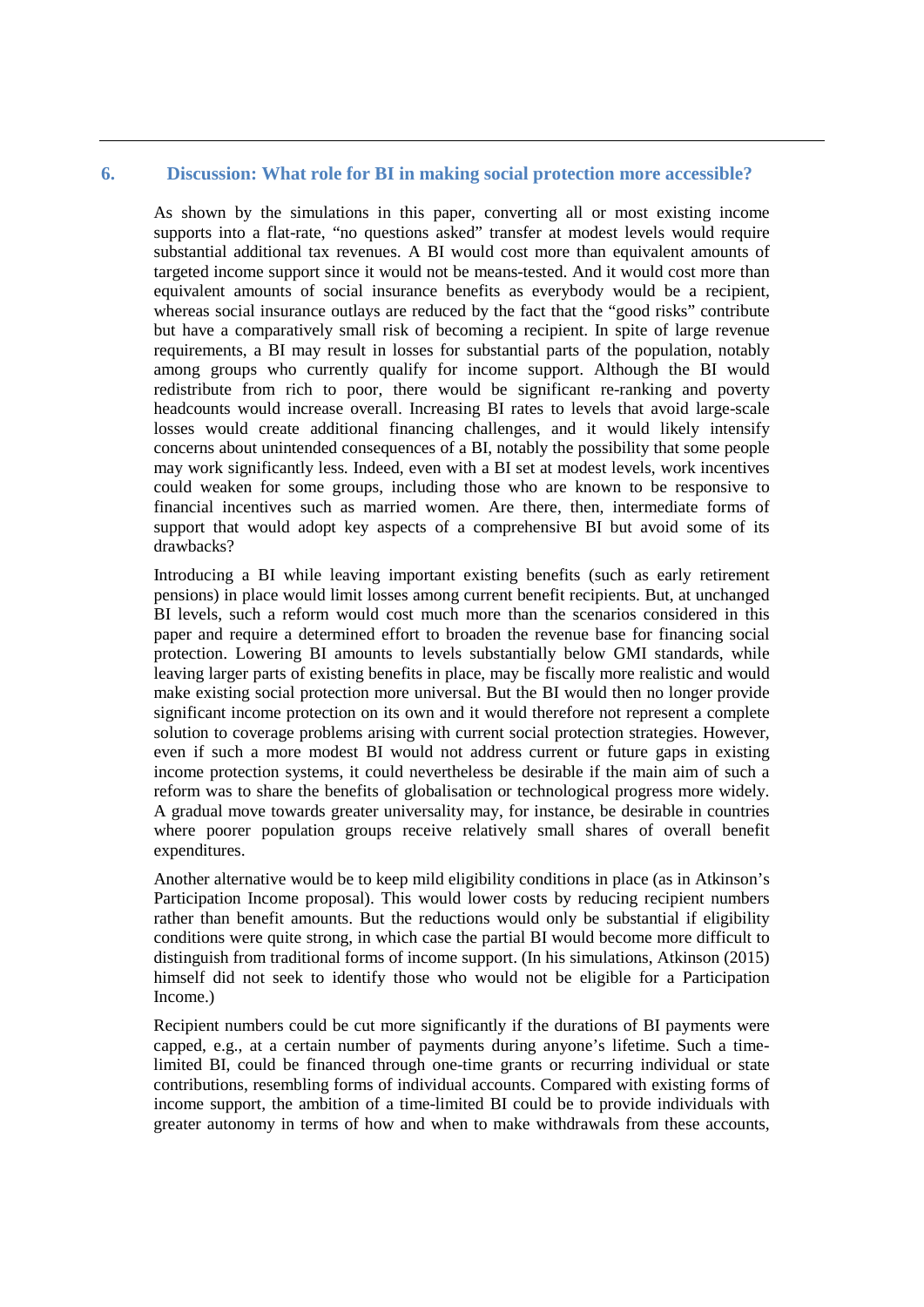## 6. Discussion: What role for BI in making social protection more accessible?

As shown by the simulations in this paper, converting all or most existing income supports into a flat-rate, "no questions asked" transfer at modest levels would require substantial additional tax revenues. A BI would cost more than equivalent amounts of targeted income support since it would not be means-tested. And it would cost more than equivalent amounts of social insurance benefits as everybody would be a recipient, whereas social insurance outlays are reduced by the fact that the "good risks" contribute but have a comparatively small risk of becoming a recipient. In spite of large revenue requirements, a BI may result in losses for substantial parts of the population, notably among groups who currently qualify for income support. Although the BI would redistribute from rich to poor, there would be significant re-ranking and poverty headcounts would increase overall. Increasing BI rates to levels that avoid large-scale losses would create additional financing challenges, and it would likely intensify concerns about unintended consequences of a BI, notably the possibility that some people may work significantly less. Indeed, even with a BI set at modest levels, work incentives could weaken for some groups, including those who are known to be responsive to financial incentives such as married women. Are there, then, intermediate forms of support that would adopt key aspects of a comprehensive BI but avoid some of its drawbacks?

Introducing a BI while leaving important existing benefits (such as early retirement pensions) in place would limit losses among current benefit recipients. But, at unchanged BI levels, such a reform would cost much more than the scenarios considered in this paper and require a determined effort to broaden the revenue base for financing social protection. Lowering BI amounts to levels substantially below GMI standards, while leaving larger parts of existing benefits in place, may be fiscally more realistic and would make existing social protection more universal. But the BI would then no longer provide significant income protection on its own and it would therefore not represent a complete solution to coverage problems arising with current social protection strategies. However, even if such a more modest BI would not address current or future gaps in existing income protection systems, it could nevertheless be desirable if the main aim of such a reform was to share the benefits of globalisation or technological progress more widely. A gradual move towards greater universality may, for instance, be desirable in countries where poorer population groups receive relatively small shares of overall benefit expenditures.

Another alternative would be to keep mild eligibility conditions in place (as in Atkinson's Participation Income proposal). This would lower costs by reducing recipient numbers rather than benefit amounts. But the reductions would only be substantial if eligibility conditions were quite strong, in which case the partial BI would become more difficult to distinguish from traditional forms of income support. (In his simulations, Atkinson (2015) himself did not seek to identify those who would not be eligible for a Participation Income.)

Recipient numbers could be cut more significantly if the durations of BI payments were capped, e.g., at a certain number of payments during anyone's lifetime. Such a time-limited BI, could be financed through one-time grants or recurring individual or state contributions, resembling forms of individual accounts. Compared with existing forms of income support, the ambition of a time-limited BI could be to provide individuals with greater autonomy in terms of how and when to make withdrawals from these accounts,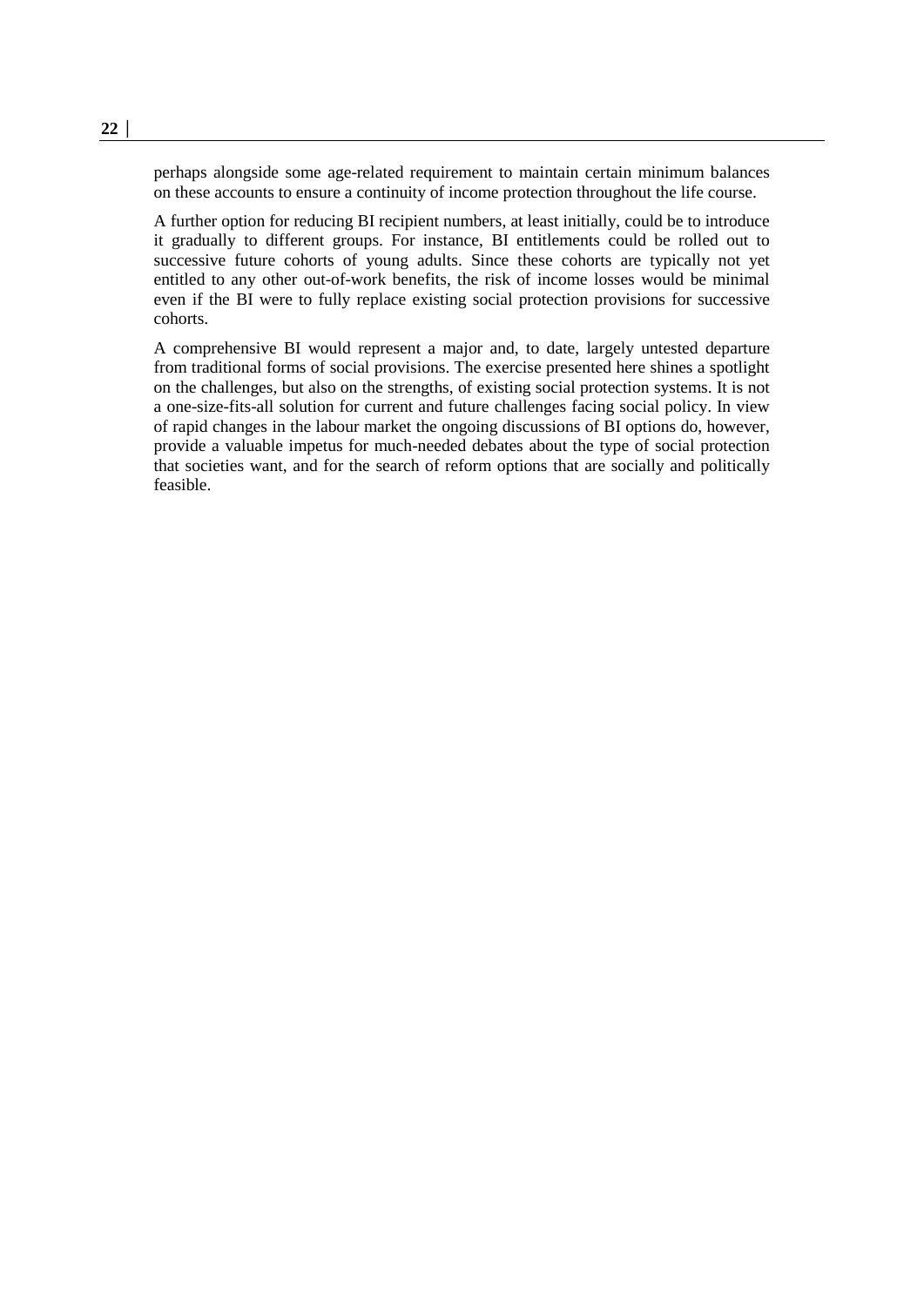perhaps alongside some age-related requirement to maintain certain minimum balances on these accounts to ensure a continuity of income protection throughout the life course.

A further option for reducing BI recipient numbers, at least initially, could be to introduce it gradually to different groups. For instance, BI entitlements could be rolled out to successive future cohorts of young adults. Since these cohorts are typically not yet entitled to any other out-of-work benefits, the risk of income losses would be minimal even if the BI were to fully replace existing social protection provisions for successive cohorts.

A comprehensive BI would represent a major and, to date, largely untested departure from traditional forms of social provisions. The exercise presented here shines a spotlight on the challenges, but also on the strengths, of existing social protection systems. It is not a one-size-fits-all solution for current and future challenges facing social policy. In view of rapid changes in the labour market the ongoing discussions of BI options do, however, provide a valuable impetus for much-needed debates about the type of social protection that societies want, and for the search of reform options that are socially and politically feasible.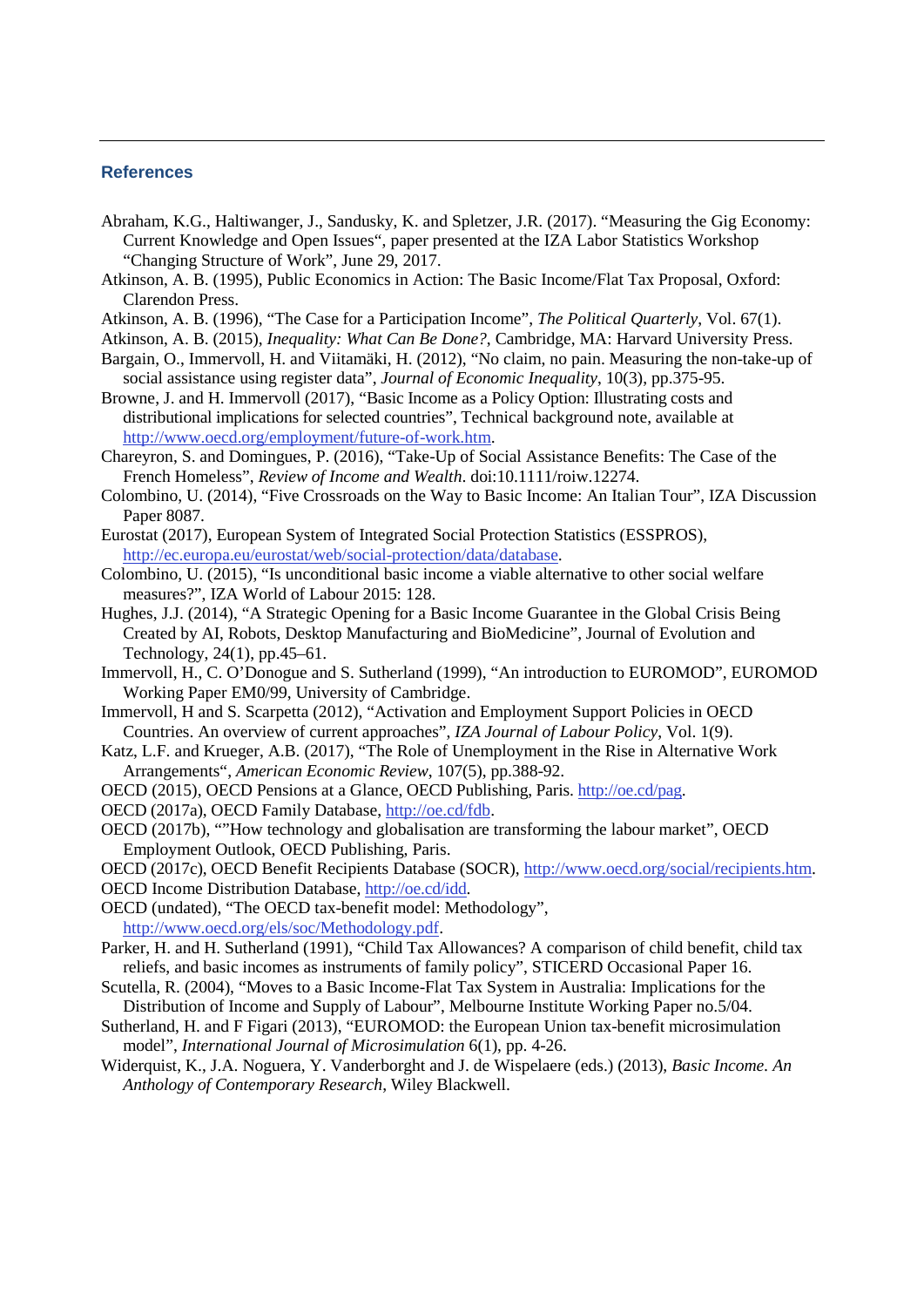## References

Abraham, K.G., Haltiwanger, J., Sandusky, K. and Spletzer, J.R. (2017). "Measuring the Gig Economy: Current Knowledge and Open Issues", paper presented at the IZA Labor Statistics Workshop "Changing Structure of Work", June 29, 2017.

Atkinson, A. B. (1995), Public Economics in Action: The Basic Income/Flat Tax Proposal, Oxford: Clarendon Press.

Atkinson, A. B. (1996), "The Case for a Participation Income", *The Political Quarterly*, Vol. 67(1).

Atkinson, A. B. (2015), *Inequality: What Can Be Done?*, Cambridge, MA: Harvard University Press.

Bargain, O., Immervoll, H. and Viitamäki, H. (2012), "No claim, no pain. Measuring the non-take-up of social assistance using register data", *Journal of Economic Inequality*, 10(3), pp.375-95.

Browne, J. and H. Immervoll (2017), "Basic Income as a Policy Option: Illustrating costs and distributional implications for selected countries", Technical background note, available at http://www.oecd.org/employment/future-of-work.htm.

Chareyron, S. and Domingues, P. (2016), "Take-Up of Social Assistance Benefits: The Case of the French Homeless", *Review of Income and Wealth*. doi:10.1111/roiw.12274.

Colombino, U. (2014), "Five Crossroads on the Way to Basic Income: An Italian Tour", IZA Discussion Paper 8087.

Eurostat (2017), European System of Integrated Social Protection Statistics (ESSPROS), http://ec.europa.eu/eurostat/web/social-protection/data/database.

Colombino, U. (2015), "Is unconditional basic income a viable alternative to other social welfare measures?", IZA World of Labour 2015: 128.

Hughes, J.J. (2014), "A Strategic Opening for a Basic Income Guarantee in the Global Crisis Being Created by AI, Robots, Desktop Manufacturing and BioMedicine", Journal of Evolution and Technology, 24(1), pp.45–61.

Immervoll, H., C. O'Donogue and S. Sutherland (1999), "An introduction to EUROMOD", EUROMOD Working Paper EM0/99, University of Cambridge.

Immervoll, H and S. Scarpetta (2012), "Activation and Employment Support Policies in OECD Countries. An overview of current approaches", *IZA Journal of Labour Policy*, Vol. 1(9).

Katz, L.F. and Krueger, A.B. (2017), "The Role of Unemployment in the Rise in Alternative Work Arrangements", *American Economic Review*, 107(5), pp.388-92.

OECD (2015), OECD Pensions at a Glance, OECD Publishing, Paris. http://oe.cd/pag.

OECD (2017a), OECD Family Database, http://oe.cd/fdb.

OECD (2017b), ""How technology and globalisation are transforming the labour market", OECD Employment Outlook, OECD Publishing, Paris.

OECD (2017c), OECD Benefit Recipients Database (SOCR), http://www.oecd.org/social/recipients.htm.

OECD Income Distribution Database, http://oe.cd/idd.

OECD (undated), "The OECD tax-benefit model: Methodology", http://www.oecd.org/els/soc/Methodology.pdf.

Parker, H. and H. Sutherland (1991), "Child Tax Allowances? A comparison of child benefit, child tax reliefs, and basic incomes as instruments of family policy", STICERD Occasional Paper 16.

Scutella, R. (2004), "Moves to a Basic Income-Flat Tax System in Australia: Implications for the Distribution of Income and Supply of Labour", Melbourne Institute Working Paper no.5/04.

Sutherland, H. and F Figari (2013), "EUROMOD: the European Union tax-benefit microsimulation model", *International Journal of Microsimulation* 6(1), pp. 4-26.

Widerquist, K., J.A. Noguera, Y. Vanderborght and J. de Wispelaere (eds.) (2013), *Basic Income. An Anthology of Contemporary Research*, Wiley Blackwell.